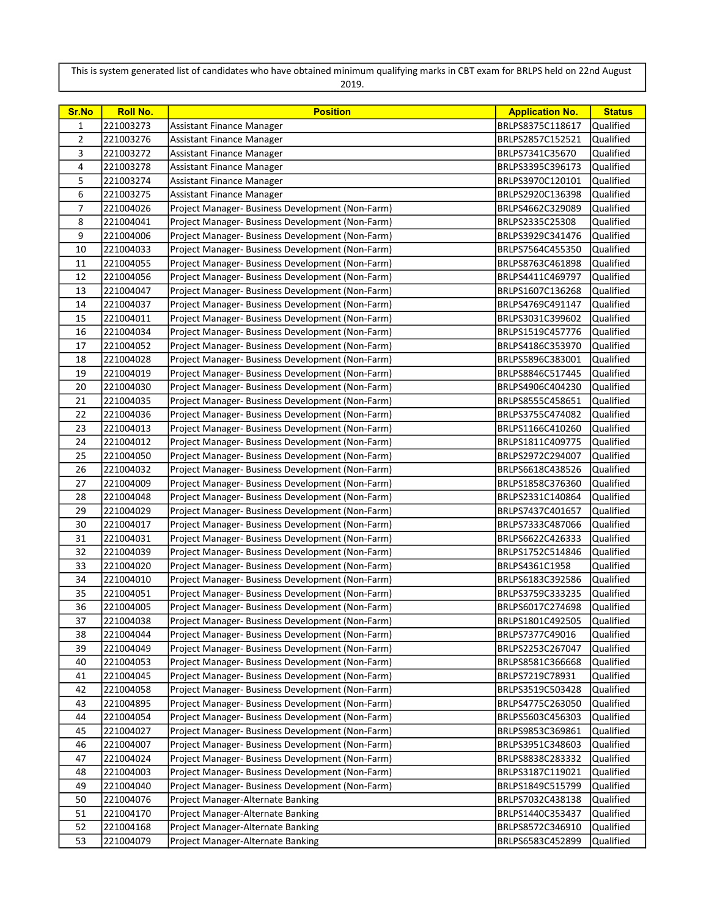This is system generated list of candidates who have obtained minimum qualifying marks in CBT exam for BRLPS held on 22nd August 2019.

| Sr.No | Roll No. | Position | Application No. | Status |
|---|---|---|---|---|
| 1 | 221003273 | Assistant Finance Manager | BRLPS8375C118617 | Qualified |
| 2 | 221003276 | Assistant Finance Manager | BRLPS2857C152521 | Qualified |
| 3 | 221003272 | Assistant Finance Manager | BRLPS7341C35670 | Qualified |
| 4 | 221003278 | Assistant Finance Manager | BRLPS3395C396173 | Qualified |
| 5 | 221003274 | Assistant Finance Manager | BRLPS3970C120101 | Qualified |
| 6 | 221003275 | Assistant Finance Manager | BRLPS2920C136398 | Qualified |
| 7 | 221004026 | Project Manager- Business Development (Non-Farm) | BRLPS4662C329089 | Qualified |
| 8 | 221004041 | Project Manager- Business Development (Non-Farm) | BRLPS2335C25308 | Qualified |
| 9 | 221004006 | Project Manager- Business Development (Non-Farm) | BRLPS3929C341476 | Qualified |
| 10 | 221004033 | Project Manager- Business Development (Non-Farm) | BRLPS7564C455350 | Qualified |
| 11 | 221004055 | Project Manager- Business Development (Non-Farm) | BRLPS8763C461898 | Qualified |
| 12 | 221004056 | Project Manager- Business Development (Non-Farm) | BRLPS4411C469797 | Qualified |
| 13 | 221004047 | Project Manager- Business Development (Non-Farm) | BRLPS1607C136268 | Qualified |
| 14 | 221004037 | Project Manager- Business Development (Non-Farm) | BRLPS4769C491147 | Qualified |
| 15 | 221004011 | Project Manager- Business Development (Non-Farm) | BRLPS3031C399602 | Qualified |
| 16 | 221004034 | Project Manager- Business Development (Non-Farm) | BRLPS1519C457776 | Qualified |
| 17 | 221004052 | Project Manager- Business Development (Non-Farm) | BRLPS4186C353970 | Qualified |
| 18 | 221004028 | Project Manager- Business Development (Non-Farm) | BRLPS5896C383001 | Qualified |
| 19 | 221004019 | Project Manager- Business Development (Non-Farm) | BRLPS8846C517445 | Qualified |
| 20 | 221004030 | Project Manager- Business Development (Non-Farm) | BRLPS4906C404230 | Qualified |
| 21 | 221004035 | Project Manager- Business Development (Non-Farm) | BRLPS8555C458651 | Qualified |
| 22 | 221004036 | Project Manager- Business Development (Non-Farm) | BRLPS3755C474082 | Qualified |
| 23 | 221004013 | Project Manager- Business Development (Non-Farm) | BRLPS1166C410260 | Qualified |
| 24 | 221004012 | Project Manager- Business Development (Non-Farm) | BRLPS1811C409775 | Qualified |
| 25 | 221004050 | Project Manager- Business Development (Non-Farm) | BRLPS2972C294007 | Qualified |
| 26 | 221004032 | Project Manager- Business Development (Non-Farm) | BRLPS6618C438526 | Qualified |
| 27 | 221004009 | Project Manager- Business Development (Non-Farm) | BRLPS1858C376360 | Qualified |
| 28 | 221004048 | Project Manager- Business Development (Non-Farm) | BRLPS2331C140864 | Qualified |
| 29 | 221004029 | Project Manager- Business Development (Non-Farm) | BRLPS7437C401657 | Qualified |
| 30 | 221004017 | Project Manager- Business Development (Non-Farm) | BRLPS7333C487066 | Qualified |
| 31 | 221004031 | Project Manager- Business Development (Non-Farm) | BRLPS6622C426333 | Qualified |
| 32 | 221004039 | Project Manager- Business Development (Non-Farm) | BRLPS1752C514846 | Qualified |
| 33 | 221004020 | Project Manager- Business Development (Non-Farm) | BRLPS4361C1958 | Qualified |
| 34 | 221004010 | Project Manager- Business Development (Non-Farm) | BRLPS6183C392586 | Qualified |
| 35 | 221004051 | Project Manager- Business Development (Non-Farm) | BRLPS3759C333235 | Qualified |
| 36 | 221004005 | Project Manager- Business Development (Non-Farm) | BRLPS6017C274698 | Qualified |
| 37 | 221004038 | Project Manager- Business Development (Non-Farm) | BRLPS1801C492505 | Qualified |
| 38 | 221004044 | Project Manager- Business Development (Non-Farm) | BRLPS7377C49016 | Qualified |
| 39 | 221004049 | Project Manager- Business Development (Non-Farm) | BRLPS2253C267047 | Qualified |
| 40 | 221004053 | Project Manager- Business Development (Non-Farm) | BRLPS8581C366668 | Qualified |
| 41 | 221004045 | Project Manager- Business Development (Non-Farm) | BRLPS7219C78931 | Qualified |
| 42 | 221004058 | Project Manager- Business Development (Non-Farm) | BRLPS3519C503428 | Qualified |
| 43 | 221004895 | Project Manager- Business Development (Non-Farm) | BRLPS4775C263050 | Qualified |
| 44 | 221004054 | Project Manager- Business Development (Non-Farm) | BRLPS5603C456303 | Qualified |
| 45 | 221004027 | Project Manager- Business Development (Non-Farm) | BRLPS9853C369861 | Qualified |
| 46 | 221004007 | Project Manager- Business Development (Non-Farm) | BRLPS3951C348603 | Qualified |
| 47 | 221004024 | Project Manager- Business Development (Non-Farm) | BRLPS8838C283332 | Qualified |
| 48 | 221004003 | Project Manager- Business Development (Non-Farm) | BRLPS3187C119021 | Qualified |
| 49 | 221004040 | Project Manager- Business Development (Non-Farm) | BRLPS1849C515799 | Qualified |
| 50 | 221004076 | Project Manager-Alternate Banking | BRLPS7032C438138 | Qualified |
| 51 | 221004170 | Project Manager-Alternate Banking | BRLPS1440C353437 | Qualified |
| 52 | 221004168 | Project Manager-Alternate Banking | BRLPS8572C346910 | Qualified |
| 53 | 221004079 | Project Manager-Alternate Banking | BRLPS6583C452899 | Qualified |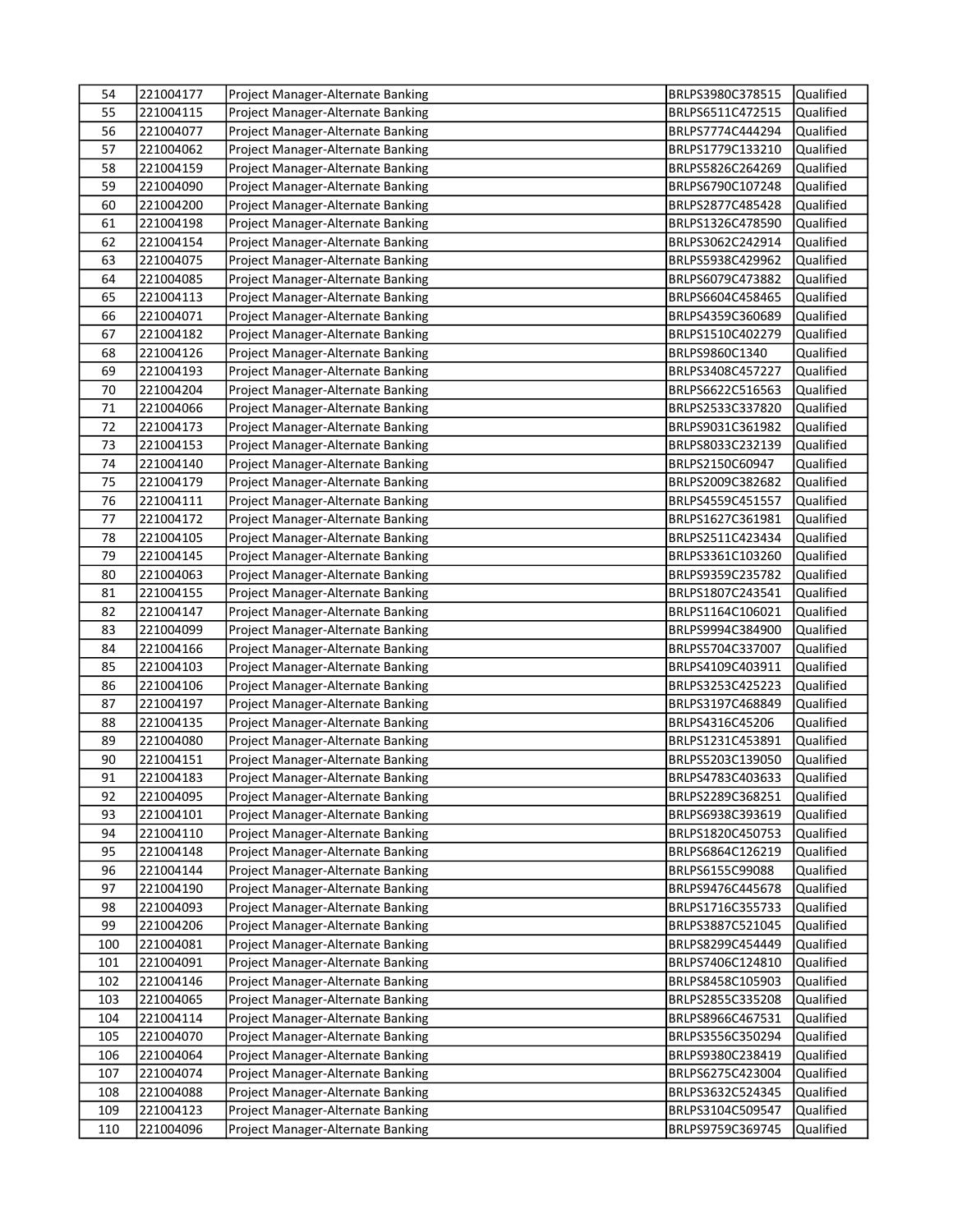| | | | | |
|---|---|---|---|---|
| 54 | 221004177 | Project Manager-Alternate Banking | BRLPS3980C378515 | Qualified |
| 55 | 221004115 | Project Manager-Alternate Banking | BRLPS6511C472515 | Qualified |
| 56 | 221004077 | Project Manager-Alternate Banking | BRLPS7774C444294 | Qualified |
| 57 | 221004062 | Project Manager-Alternate Banking | BRLPS1779C133210 | Qualified |
| 58 | 221004159 | Project Manager-Alternate Banking | BRLPS5826C264269 | Qualified |
| 59 | 221004090 | Project Manager-Alternate Banking | BRLPS6790C107248 | Qualified |
| 60 | 221004200 | Project Manager-Alternate Banking | BRLPS2877C485428 | Qualified |
| 61 | 221004198 | Project Manager-Alternate Banking | BRLPS1326C478590 | Qualified |
| 62 | 221004154 | Project Manager-Alternate Banking | BRLPS3062C242914 | Qualified |
| 63 | 221004075 | Project Manager-Alternate Banking | BRLPS5938C429962 | Qualified |
| 64 | 221004085 | Project Manager-Alternate Banking | BRLPS6079C473882 | Qualified |
| 65 | 221004113 | Project Manager-Alternate Banking | BRLPS6604C458465 | Qualified |
| 66 | 221004071 | Project Manager-Alternate Banking | BRLPS4359C360689 | Qualified |
| 67 | 221004182 | Project Manager-Alternate Banking | BRLPS1510C402279 | Qualified |
| 68 | 221004126 | Project Manager-Alternate Banking | BRLPS9860C1340 | Qualified |
| 69 | 221004193 | Project Manager-Alternate Banking | BRLPS3408C457227 | Qualified |
| 70 | 221004204 | Project Manager-Alternate Banking | BRLPS6622C516563 | Qualified |
| 71 | 221004066 | Project Manager-Alternate Banking | BRLPS2533C337820 | Qualified |
| 72 | 221004173 | Project Manager-Alternate Banking | BRLPS9031C361982 | Qualified |
| 73 | 221004153 | Project Manager-Alternate Banking | BRLPS8033C232139 | Qualified |
| 74 | 221004140 | Project Manager-Alternate Banking | BRLPS2150C60947 | Qualified |
| 75 | 221004179 | Project Manager-Alternate Banking | BRLPS2009C382682 | Qualified |
| 76 | 221004111 | Project Manager-Alternate Banking | BRLPS4559C451557 | Qualified |
| 77 | 221004172 | Project Manager-Alternate Banking | BRLPS1627C361981 | Qualified |
| 78 | 221004105 | Project Manager-Alternate Banking | BRLPS2511C423434 | Qualified |
| 79 | 221004145 | Project Manager-Alternate Banking | BRLPS3361C103260 | Qualified |
| 80 | 221004063 | Project Manager-Alternate Banking | BRLPS9359C235782 | Qualified |
| 81 | 221004155 | Project Manager-Alternate Banking | BRLPS1807C243541 | Qualified |
| 82 | 221004147 | Project Manager-Alternate Banking | BRLPS1164C106021 | Qualified |
| 83 | 221004099 | Project Manager-Alternate Banking | BRLPS9994C384900 | Qualified |
| 84 | 221004166 | Project Manager-Alternate Banking | BRLPS5704C337007 | Qualified |
| 85 | 221004103 | Project Manager-Alternate Banking | BRLPS4109C403911 | Qualified |
| 86 | 221004106 | Project Manager-Alternate Banking | BRLPS3253C425223 | Qualified |
| 87 | 221004197 | Project Manager-Alternate Banking | BRLPS3197C468849 | Qualified |
| 88 | 221004135 | Project Manager-Alternate Banking | BRLPS4316C45206 | Qualified |
| 89 | 221004080 | Project Manager-Alternate Banking | BRLPS1231C453891 | Qualified |
| 90 | 221004151 | Project Manager-Alternate Banking | BRLPS5203C139050 | Qualified |
| 91 | 221004183 | Project Manager-Alternate Banking | BRLPS4783C403633 | Qualified |
| 92 | 221004095 | Project Manager-Alternate Banking | BRLPS2289C368251 | Qualified |
| 93 | 221004101 | Project Manager-Alternate Banking | BRLPS6938C393619 | Qualified |
| 94 | 221004110 | Project Manager-Alternate Banking | BRLPS1820C450753 | Qualified |
| 95 | 221004148 | Project Manager-Alternate Banking | BRLPS6864C126219 | Qualified |
| 96 | 221004144 | Project Manager-Alternate Banking | BRLPS6155C99088 | Qualified |
| 97 | 221004190 | Project Manager-Alternate Banking | BRLPS9476C445678 | Qualified |
| 98 | 221004093 | Project Manager-Alternate Banking | BRLPS1716C355733 | Qualified |
| 99 | 221004206 | Project Manager-Alternate Banking | BRLPS3887C521045 | Qualified |
| 100 | 221004081 | Project Manager-Alternate Banking | BRLPS8299C454449 | Qualified |
| 101 | 221004091 | Project Manager-Alternate Banking | BRLPS7406C124810 | Qualified |
| 102 | 221004146 | Project Manager-Alternate Banking | BRLPS8458C105903 | Qualified |
| 103 | 221004065 | Project Manager-Alternate Banking | BRLPS2855C335208 | Qualified |
| 104 | 221004114 | Project Manager-Alternate Banking | BRLPS8966C467531 | Qualified |
| 105 | 221004070 | Project Manager-Alternate Banking | BRLPS3556C350294 | Qualified |
| 106 | 221004064 | Project Manager-Alternate Banking | BRLPS9380C238419 | Qualified |
| 107 | 221004074 | Project Manager-Alternate Banking | BRLPS6275C423004 | Qualified |
| 108 | 221004088 | Project Manager-Alternate Banking | BRLPS3632C524345 | Qualified |
| 109 | 221004123 | Project Manager-Alternate Banking | BRLPS3104C509547 | Qualified |
| 110 | 221004096 | Project Manager-Alternate Banking | BRLPS9759C369745 | Qualified |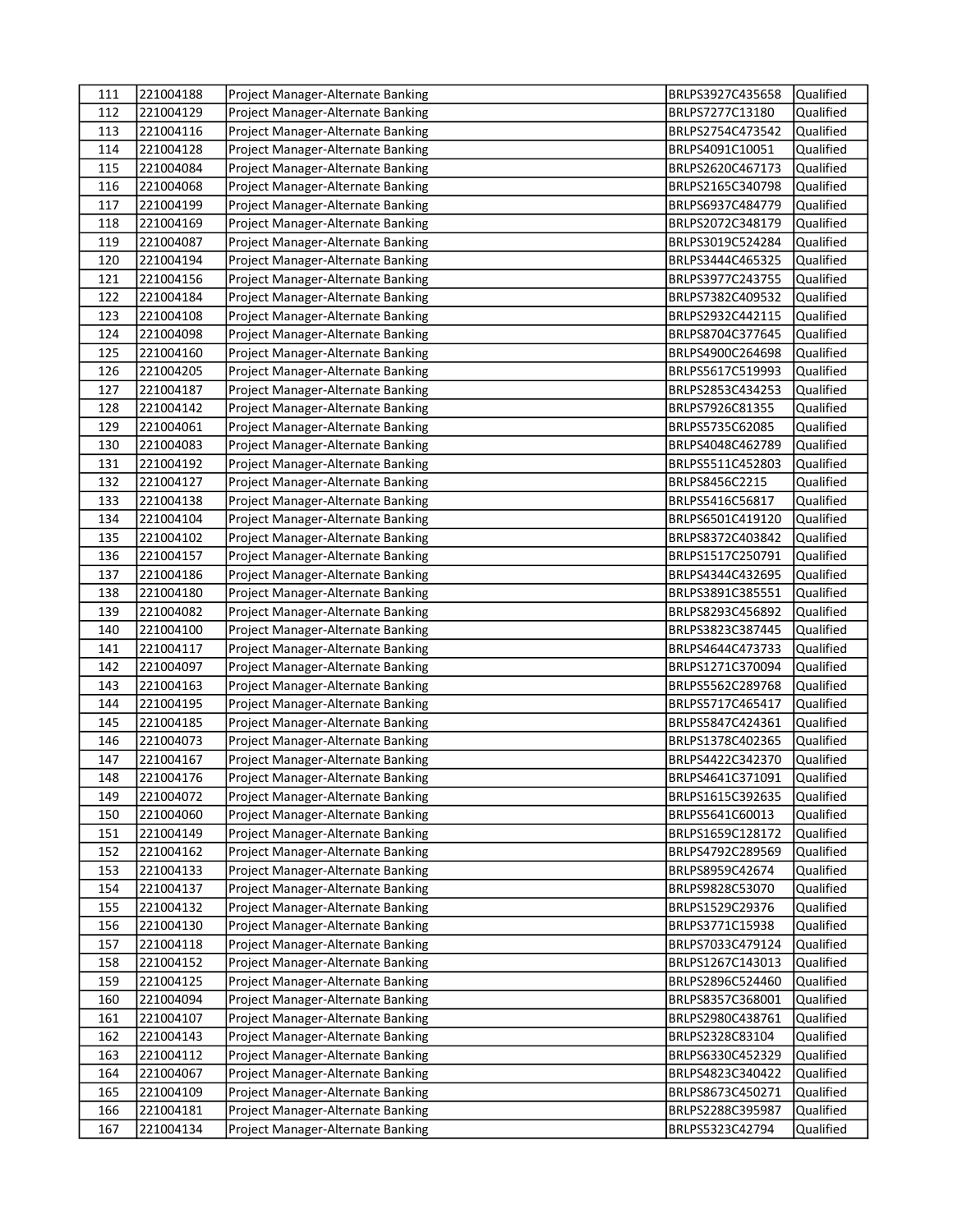| | | | | |
|---|---|---|---|---|
| 111 | 221004188 | Project Manager-Alternate Banking | BRLPS3927C435658 | Qualified |
| 112 | 221004129 | Project Manager-Alternate Banking | BRLPS7277C13180 | Qualified |
| 113 | 221004116 | Project Manager-Alternate Banking | BRLPS2754C473542 | Qualified |
| 114 | 221004128 | Project Manager-Alternate Banking | BRLPS4091C10051 | Qualified |
| 115 | 221004084 | Project Manager-Alternate Banking | BRLPS2620C467173 | Qualified |
| 116 | 221004068 | Project Manager-Alternate Banking | BRLPS2165C340798 | Qualified |
| 117 | 221004199 | Project Manager-Alternate Banking | BRLPS6937C484779 | Qualified |
| 118 | 221004169 | Project Manager-Alternate Banking | BRLPS2072C348179 | Qualified |
| 119 | 221004087 | Project Manager-Alternate Banking | BRLPS3019C524284 | Qualified |
| 120 | 221004194 | Project Manager-Alternate Banking | BRLPS3444C465325 | Qualified |
| 121 | 221004156 | Project Manager-Alternate Banking | BRLPS3977C243755 | Qualified |
| 122 | 221004184 | Project Manager-Alternate Banking | BRLPS7382C409532 | Qualified |
| 123 | 221004108 | Project Manager-Alternate Banking | BRLPS2932C442115 | Qualified |
| 124 | 221004098 | Project Manager-Alternate Banking | BRLPS8704C377645 | Qualified |
| 125 | 221004160 | Project Manager-Alternate Banking | BRLPS4900C264698 | Qualified |
| 126 | 221004205 | Project Manager-Alternate Banking | BRLPS5617C519993 | Qualified |
| 127 | 221004187 | Project Manager-Alternate Banking | BRLPS2853C434253 | Qualified |
| 128 | 221004142 | Project Manager-Alternate Banking | BRLPS7926C81355 | Qualified |
| 129 | 221004061 | Project Manager-Alternate Banking | BRLPS5735C62085 | Qualified |
| 130 | 221004083 | Project Manager-Alternate Banking | BRLPS4048C462789 | Qualified |
| 131 | 221004192 | Project Manager-Alternate Banking | BRLPS5511C452803 | Qualified |
| 132 | 221004127 | Project Manager-Alternate Banking | BRLPS8456C2215 | Qualified |
| 133 | 221004138 | Project Manager-Alternate Banking | BRLPS5416C56817 | Qualified |
| 134 | 221004104 | Project Manager-Alternate Banking | BRLPS6501C419120 | Qualified |
| 135 | 221004102 | Project Manager-Alternate Banking | BRLPS8372C403842 | Qualified |
| 136 | 221004157 | Project Manager-Alternate Banking | BRLPS1517C250791 | Qualified |
| 137 | 221004186 | Project Manager-Alternate Banking | BRLPS4344C432695 | Qualified |
| 138 | 221004180 | Project Manager-Alternate Banking | BRLPS3891C385551 | Qualified |
| 139 | 221004082 | Project Manager-Alternate Banking | BRLPS8293C456892 | Qualified |
| 140 | 221004100 | Project Manager-Alternate Banking | BRLPS3823C387445 | Qualified |
| 141 | 221004117 | Project Manager-Alternate Banking | BRLPS4644C473733 | Qualified |
| 142 | 221004097 | Project Manager-Alternate Banking | BRLPS1271C370094 | Qualified |
| 143 | 221004163 | Project Manager-Alternate Banking | BRLPS5562C289768 | Qualified |
| 144 | 221004195 | Project Manager-Alternate Banking | BRLPS5717C465417 | Qualified |
| 145 | 221004185 | Project Manager-Alternate Banking | BRLPS5847C424361 | Qualified |
| 146 | 221004073 | Project Manager-Alternate Banking | BRLPS1378C402365 | Qualified |
| 147 | 221004167 | Project Manager-Alternate Banking | BRLPS4422C342370 | Qualified |
| 148 | 221004176 | Project Manager-Alternate Banking | BRLPS4641C371091 | Qualified |
| 149 | 221004072 | Project Manager-Alternate Banking | BRLPS1615C392635 | Qualified |
| 150 | 221004060 | Project Manager-Alternate Banking | BRLPS5641C60013 | Qualified |
| 151 | 221004149 | Project Manager-Alternate Banking | BRLPS1659C128172 | Qualified |
| 152 | 221004162 | Project Manager-Alternate Banking | BRLPS4792C289569 | Qualified |
| 153 | 221004133 | Project Manager-Alternate Banking | BRLPS8959C42674 | Qualified |
| 154 | 221004137 | Project Manager-Alternate Banking | BRLPS9828C53070 | Qualified |
| 155 | 221004132 | Project Manager-Alternate Banking | BRLPS1529C29376 | Qualified |
| 156 | 221004130 | Project Manager-Alternate Banking | BRLPS3771C15938 | Qualified |
| 157 | 221004118 | Project Manager-Alternate Banking | BRLPS7033C479124 | Qualified |
| 158 | 221004152 | Project Manager-Alternate Banking | BRLPS1267C143013 | Qualified |
| 159 | 221004125 | Project Manager-Alternate Banking | BRLPS2896C524460 | Qualified |
| 160 | 221004094 | Project Manager-Alternate Banking | BRLPS8357C368001 | Qualified |
| 161 | 221004107 | Project Manager-Alternate Banking | BRLPS2980C438761 | Qualified |
| 162 | 221004143 | Project Manager-Alternate Banking | BRLPS2328C83104 | Qualified |
| 163 | 221004112 | Project Manager-Alternate Banking | BRLPS6330C452329 | Qualified |
| 164 | 221004067 | Project Manager-Alternate Banking | BRLPS4823C340422 | Qualified |
| 165 | 221004109 | Project Manager-Alternate Banking | BRLPS8673C450271 | Qualified |
| 166 | 221004181 | Project Manager-Alternate Banking | BRLPS2288C395987 | Qualified |
| 167 | 221004134 | Project Manager-Alternate Banking | BRLPS5323C42794 | Qualified |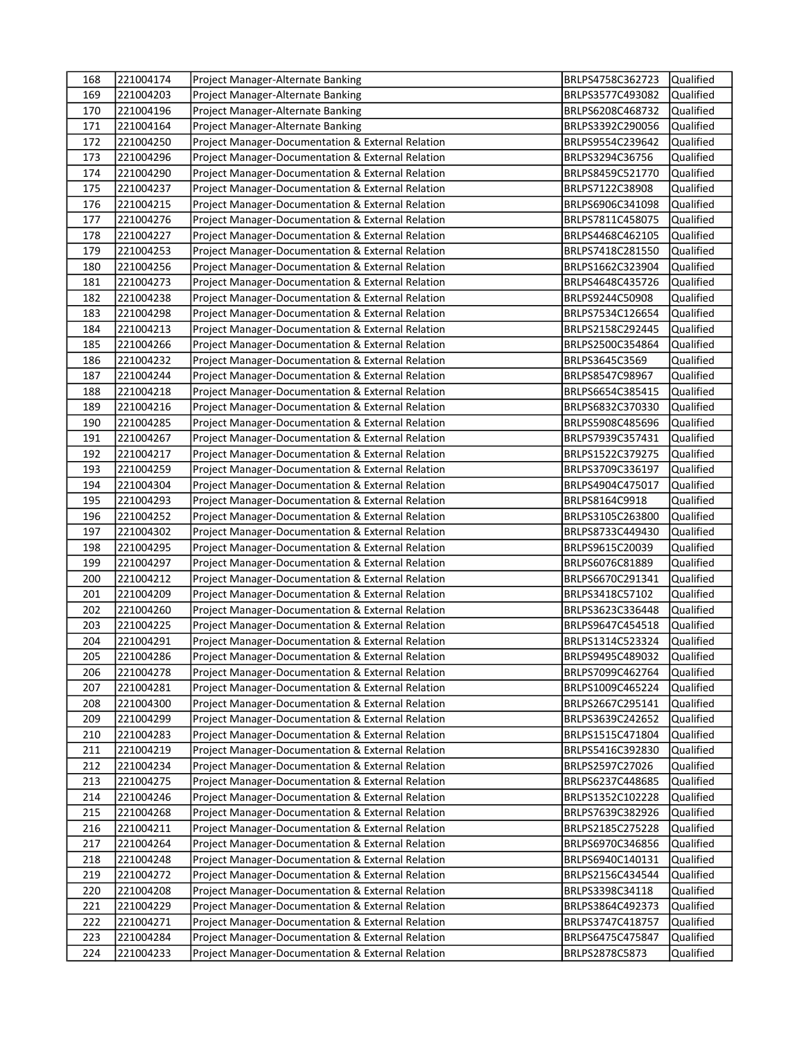| | | | | |
|---|---|---|---|---|
| 168 | 221004174 | Project Manager-Alternate Banking | BRLPS4758C362723 | Qualified |
| 169 | 221004203 | Project Manager-Alternate Banking | BRLPS3577C493082 | Qualified |
| 170 | 221004196 | Project Manager-Alternate Banking | BRLPS6208C468732 | Qualified |
| 171 | 221004164 | Project Manager-Alternate Banking | BRLPS3392C290056 | Qualified |
| 172 | 221004250 | Project Manager-Documentation & External Relation | BRLPS9554C239642 | Qualified |
| 173 | 221004296 | Project Manager-Documentation & External Relation | BRLPS3294C36756 | Qualified |
| 174 | 221004290 | Project Manager-Documentation & External Relation | BRLPS8459C521770 | Qualified |
| 175 | 221004237 | Project Manager-Documentation & External Relation | BRLPS7122C38908 | Qualified |
| 176 | 221004215 | Project Manager-Documentation & External Relation | BRLPS6906C341098 | Qualified |
| 177 | 221004276 | Project Manager-Documentation & External Relation | BRLPS7811C458075 | Qualified |
| 178 | 221004227 | Project Manager-Documentation & External Relation | BRLPS4468C462105 | Qualified |
| 179 | 221004253 | Project Manager-Documentation & External Relation | BRLPS7418C281550 | Qualified |
| 180 | 221004256 | Project Manager-Documentation & External Relation | BRLPS1662C323904 | Qualified |
| 181 | 221004273 | Project Manager-Documentation & External Relation | BRLPS4648C435726 | Qualified |
| 182 | 221004238 | Project Manager-Documentation & External Relation | BRLPS9244C50908 | Qualified |
| 183 | 221004298 | Project Manager-Documentation & External Relation | BRLPS7534C126654 | Qualified |
| 184 | 221004213 | Project Manager-Documentation & External Relation | BRLPS2158C292445 | Qualified |
| 185 | 221004266 | Project Manager-Documentation & External Relation | BRLPS2500C354864 | Qualified |
| 186 | 221004232 | Project Manager-Documentation & External Relation | BRLPS3645C3569 | Qualified |
| 187 | 221004244 | Project Manager-Documentation & External Relation | BRLPS8547C98967 | Qualified |
| 188 | 221004218 | Project Manager-Documentation & External Relation | BRLPS6654C385415 | Qualified |
| 189 | 221004216 | Project Manager-Documentation & External Relation | BRLPS6832C370330 | Qualified |
| 190 | 221004285 | Project Manager-Documentation & External Relation | BRLPS5908C485696 | Qualified |
| 191 | 221004267 | Project Manager-Documentation & External Relation | BRLPS7939C357431 | Qualified |
| 192 | 221004217 | Project Manager-Documentation & External Relation | BRLPS1522C379275 | Qualified |
| 193 | 221004259 | Project Manager-Documentation & External Relation | BRLPS3709C336197 | Qualified |
| 194 | 221004304 | Project Manager-Documentation & External Relation | BRLPS4904C475017 | Qualified |
| 195 | 221004293 | Project Manager-Documentation & External Relation | BRLPS8164C9918 | Qualified |
| 196 | 221004252 | Project Manager-Documentation & External Relation | BRLPS3105C263800 | Qualified |
| 197 | 221004302 | Project Manager-Documentation & External Relation | BRLPS8733C449430 | Qualified |
| 198 | 221004295 | Project Manager-Documentation & External Relation | BRLPS9615C20039 | Qualified |
| 199 | 221004297 | Project Manager-Documentation & External Relation | BRLPS6076C81889 | Qualified |
| 200 | 221004212 | Project Manager-Documentation & External Relation | BRLPS6670C291341 | Qualified |
| 201 | 221004209 | Project Manager-Documentation & External Relation | BRLPS3418C57102 | Qualified |
| 202 | 221004260 | Project Manager-Documentation & External Relation | BRLPS3623C336448 | Qualified |
| 203 | 221004225 | Project Manager-Documentation & External Relation | BRLPS9647C454518 | Qualified |
| 204 | 221004291 | Project Manager-Documentation & External Relation | BRLPS1314C523324 | Qualified |
| 205 | 221004286 | Project Manager-Documentation & External Relation | BRLPS9495C489032 | Qualified |
| 206 | 221004278 | Project Manager-Documentation & External Relation | BRLPS7099C462764 | Qualified |
| 207 | 221004281 | Project Manager-Documentation & External Relation | BRLPS1009C465224 | Qualified |
| 208 | 221004300 | Project Manager-Documentation & External Relation | BRLPS2667C295141 | Qualified |
| 209 | 221004299 | Project Manager-Documentation & External Relation | BRLPS3639C242652 | Qualified |
| 210 | 221004283 | Project Manager-Documentation & External Relation | BRLPS1515C471804 | Qualified |
| 211 | 221004219 | Project Manager-Documentation & External Relation | BRLPS5416C392830 | Qualified |
| 212 | 221004234 | Project Manager-Documentation & External Relation | BRLPS2597C27026 | Qualified |
| 213 | 221004275 | Project Manager-Documentation & External Relation | BRLPS6237C448685 | Qualified |
| 214 | 221004246 | Project Manager-Documentation & External Relation | BRLPS1352C102228 | Qualified |
| 215 | 221004268 | Project Manager-Documentation & External Relation | BRLPS7639C382926 | Qualified |
| 216 | 221004211 | Project Manager-Documentation & External Relation | BRLPS2185C275228 | Qualified |
| 217 | 221004264 | Project Manager-Documentation & External Relation | BRLPS6970C346856 | Qualified |
| 218 | 221004248 | Project Manager-Documentation & External Relation | BRLPS6940C140131 | Qualified |
| 219 | 221004272 | Project Manager-Documentation & External Relation | BRLPS2156C434544 | Qualified |
| 220 | 221004208 | Project Manager-Documentation & External Relation | BRLPS3398C34118 | Qualified |
| 221 | 221004229 | Project Manager-Documentation & External Relation | BRLPS3864C492373 | Qualified |
| 222 | 221004271 | Project Manager-Documentation & External Relation | BRLPS3747C418757 | Qualified |
| 223 | 221004284 | Project Manager-Documentation & External Relation | BRLPS6475C475847 | Qualified |
| 224 | 221004233 | Project Manager-Documentation & External Relation | BRLPS2878C5873 | Qualified |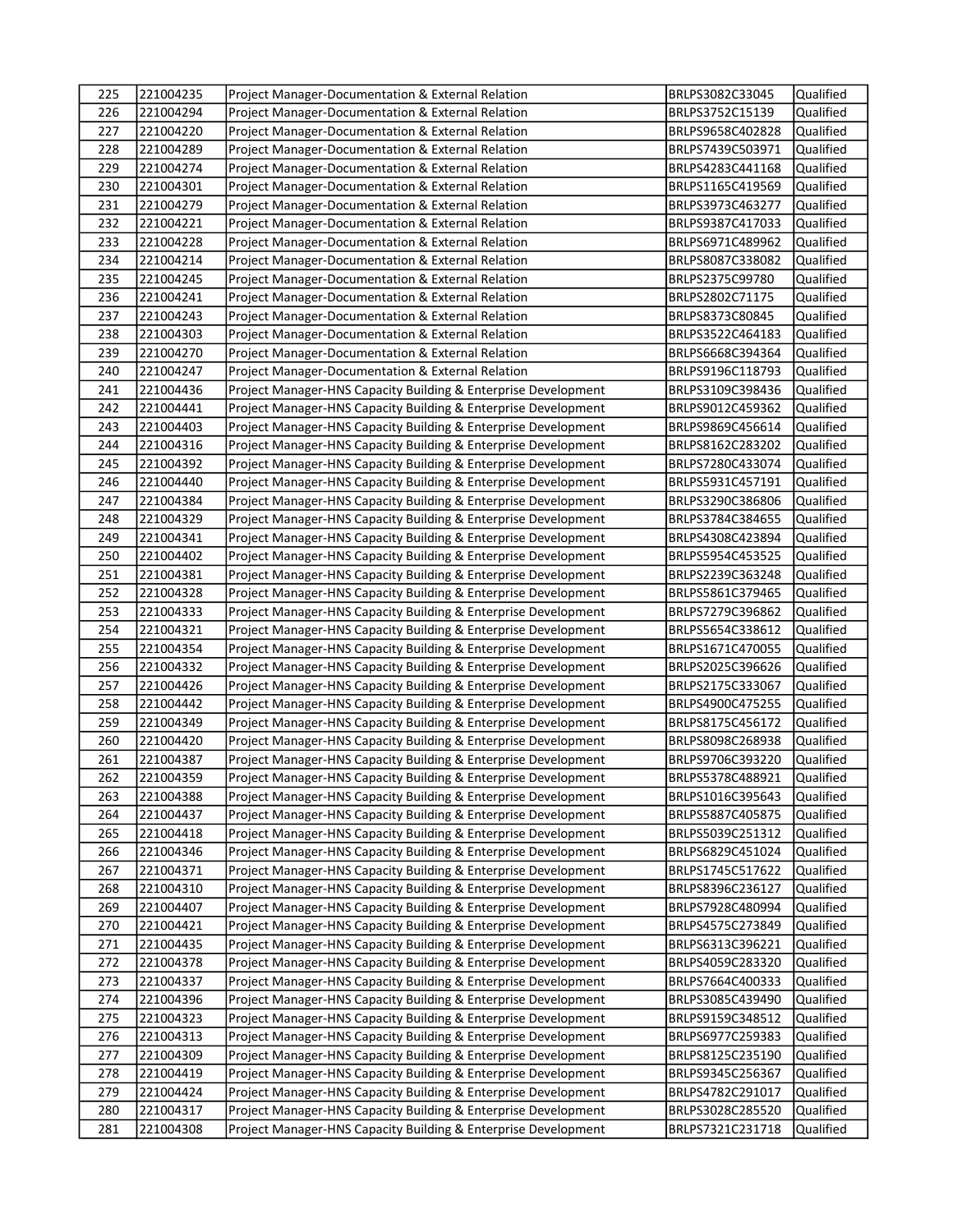| | | | | |
|---|---|---|---|---|
| 225 | 221004235 | Project Manager-Documentation & External Relation | BRLPS3082C33045 | Qualified |
| 226 | 221004294 | Project Manager-Documentation & External Relation | BRLPS3752C15139 | Qualified |
| 227 | 221004220 | Project Manager-Documentation & External Relation | BRLPS9658C402828 | Qualified |
| 228 | 221004289 | Project Manager-Documentation & External Relation | BRLPS7439C503971 | Qualified |
| 229 | 221004274 | Project Manager-Documentation & External Relation | BRLPS4283C441168 | Qualified |
| 230 | 221004301 | Project Manager-Documentation & External Relation | BRLPS1165C419569 | Qualified |
| 231 | 221004279 | Project Manager-Documentation & External Relation | BRLPS3973C463277 | Qualified |
| 232 | 221004221 | Project Manager-Documentation & External Relation | BRLPS9387C417033 | Qualified |
| 233 | 221004228 | Project Manager-Documentation & External Relation | BRLPS6971C489962 | Qualified |
| 234 | 221004214 | Project Manager-Documentation & External Relation | BRLPS8087C338082 | Qualified |
| 235 | 221004245 | Project Manager-Documentation & External Relation | BRLPS2375C99780 | Qualified |
| 236 | 221004241 | Project Manager-Documentation & External Relation | BRLPS2802C71175 | Qualified |
| 237 | 221004243 | Project Manager-Documentation & External Relation | BRLPS8373C80845 | Qualified |
| 238 | 221004303 | Project Manager-Documentation & External Relation | BRLPS3522C464183 | Qualified |
| 239 | 221004270 | Project Manager-Documentation & External Relation | BRLPS6668C394364 | Qualified |
| 240 | 221004247 | Project Manager-Documentation & External Relation | BRLPS9196C118793 | Qualified |
| 241 | 221004436 | Project Manager-HNS Capacity Building & Enterprise Development | BRLPS3109C398436 | Qualified |
| 242 | 221004441 | Project Manager-HNS Capacity Building & Enterprise Development | BRLPS9012C459362 | Qualified |
| 243 | 221004403 | Project Manager-HNS Capacity Building & Enterprise Development | BRLPS9869C456614 | Qualified |
| 244 | 221004316 | Project Manager-HNS Capacity Building & Enterprise Development | BRLPS8162C283202 | Qualified |
| 245 | 221004392 | Project Manager-HNS Capacity Building & Enterprise Development | BRLPS7280C433074 | Qualified |
| 246 | 221004440 | Project Manager-HNS Capacity Building & Enterprise Development | BRLPS5931C457191 | Qualified |
| 247 | 221004384 | Project Manager-HNS Capacity Building & Enterprise Development | BRLPS3290C386806 | Qualified |
| 248 | 221004329 | Project Manager-HNS Capacity Building & Enterprise Development | BRLPS3784C384655 | Qualified |
| 249 | 221004341 | Project Manager-HNS Capacity Building & Enterprise Development | BRLPS4308C423894 | Qualified |
| 250 | 221004402 | Project Manager-HNS Capacity Building & Enterprise Development | BRLPS5954C453525 | Qualified |
| 251 | 221004381 | Project Manager-HNS Capacity Building & Enterprise Development | BRLPS2239C363248 | Qualified |
| 252 | 221004328 | Project Manager-HNS Capacity Building & Enterprise Development | BRLPS5861C379465 | Qualified |
| 253 | 221004333 | Project Manager-HNS Capacity Building & Enterprise Development | BRLPS7279C396862 | Qualified |
| 254 | 221004321 | Project Manager-HNS Capacity Building & Enterprise Development | BRLPS5654C338612 | Qualified |
| 255 | 221004354 | Project Manager-HNS Capacity Building & Enterprise Development | BRLPS1671C470055 | Qualified |
| 256 | 221004332 | Project Manager-HNS Capacity Building & Enterprise Development | BRLPS2025C396626 | Qualified |
| 257 | 221004426 | Project Manager-HNS Capacity Building & Enterprise Development | BRLPS2175C333067 | Qualified |
| 258 | 221004442 | Project Manager-HNS Capacity Building & Enterprise Development | BRLPS4900C475255 | Qualified |
| 259 | 221004349 | Project Manager-HNS Capacity Building & Enterprise Development | BRLPS8175C456172 | Qualified |
| 260 | 221004420 | Project Manager-HNS Capacity Building & Enterprise Development | BRLPS8098C268938 | Qualified |
| 261 | 221004387 | Project Manager-HNS Capacity Building & Enterprise Development | BRLPS9706C393220 | Qualified |
| 262 | 221004359 | Project Manager-HNS Capacity Building & Enterprise Development | BRLPS5378C488921 | Qualified |
| 263 | 221004388 | Project Manager-HNS Capacity Building & Enterprise Development | BRLPS1016C395643 | Qualified |
| 264 | 221004437 | Project Manager-HNS Capacity Building & Enterprise Development | BRLPS5887C405875 | Qualified |
| 265 | 221004418 | Project Manager-HNS Capacity Building & Enterprise Development | BRLPS5039C251312 | Qualified |
| 266 | 221004346 | Project Manager-HNS Capacity Building & Enterprise Development | BRLPS6829C451024 | Qualified |
| 267 | 221004371 | Project Manager-HNS Capacity Building & Enterprise Development | BRLPS1745C517622 | Qualified |
| 268 | 221004310 | Project Manager-HNS Capacity Building & Enterprise Development | BRLPS8396C236127 | Qualified |
| 269 | 221004407 | Project Manager-HNS Capacity Building & Enterprise Development | BRLPS7928C480994 | Qualified |
| 270 | 221004421 | Project Manager-HNS Capacity Building & Enterprise Development | BRLPS4575C273849 | Qualified |
| 271 | 221004435 | Project Manager-HNS Capacity Building & Enterprise Development | BRLPS6313C396221 | Qualified |
| 272 | 221004378 | Project Manager-HNS Capacity Building & Enterprise Development | BRLPS4059C283320 | Qualified |
| 273 | 221004337 | Project Manager-HNS Capacity Building & Enterprise Development | BRLPS7664C400333 | Qualified |
| 274 | 221004396 | Project Manager-HNS Capacity Building & Enterprise Development | BRLPS3085C439490 | Qualified |
| 275 | 221004323 | Project Manager-HNS Capacity Building & Enterprise Development | BRLPS9159C348512 | Qualified |
| 276 | 221004313 | Project Manager-HNS Capacity Building & Enterprise Development | BRLPS6977C259383 | Qualified |
| 277 | 221004309 | Project Manager-HNS Capacity Building & Enterprise Development | BRLPS8125C235190 | Qualified |
| 278 | 221004419 | Project Manager-HNS Capacity Building & Enterprise Development | BRLPS9345C256367 | Qualified |
| 279 | 221004424 | Project Manager-HNS Capacity Building & Enterprise Development | BRLPS4782C291017 | Qualified |
| 280 | 221004317 | Project Manager-HNS Capacity Building & Enterprise Development | BRLPS3028C285520 | Qualified |
| 281 | 221004308 | Project Manager-HNS Capacity Building & Enterprise Development | BRLPS7321C231718 | Qualified |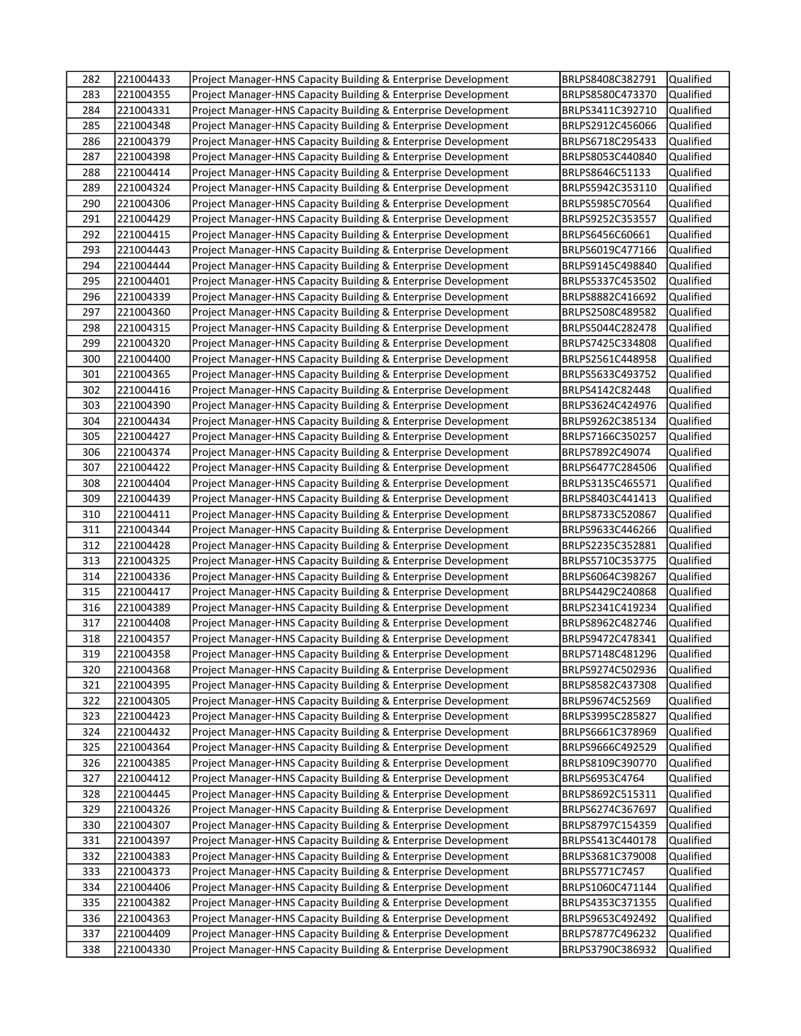| | | | | |
|---|---|---|---|---|
| 282 | 221004433 | Project Manager-HNS Capacity Building & Enterprise Development | BRLPS8408C382791 | Qualified |
| 283 | 221004355 | Project Manager-HNS Capacity Building & Enterprise Development | BRLPS8580C473370 | Qualified |
| 284 | 221004331 | Project Manager-HNS Capacity Building & Enterprise Development | BRLPS3411C392710 | Qualified |
| 285 | 221004348 | Project Manager-HNS Capacity Building & Enterprise Development | BRLPS2912C456066 | Qualified |
| 286 | 221004379 | Project Manager-HNS Capacity Building & Enterprise Development | BRLPS6718C295433 | Qualified |
| 287 | 221004398 | Project Manager-HNS Capacity Building & Enterprise Development | BRLPS8053C440840 | Qualified |
| 288 | 221004414 | Project Manager-HNS Capacity Building & Enterprise Development | BRLPS8646C51133 | Qualified |
| 289 | 221004324 | Project Manager-HNS Capacity Building & Enterprise Development | BRLPS5942C353110 | Qualified |
| 290 | 221004306 | Project Manager-HNS Capacity Building & Enterprise Development | BRLPS5985C70564 | Qualified |
| 291 | 221004429 | Project Manager-HNS Capacity Building & Enterprise Development | BRLPS9252C353557 | Qualified |
| 292 | 221004415 | Project Manager-HNS Capacity Building & Enterprise Development | BRLPS6456C60661 | Qualified |
| 293 | 221004443 | Project Manager-HNS Capacity Building & Enterprise Development | BRLPS6019C477166 | Qualified |
| 294 | 221004444 | Project Manager-HNS Capacity Building & Enterprise Development | BRLPS9145C498840 | Qualified |
| 295 | 221004401 | Project Manager-HNS Capacity Building & Enterprise Development | BRLPS5337C453502 | Qualified |
| 296 | 221004339 | Project Manager-HNS Capacity Building & Enterprise Development | BRLPS8882C416692 | Qualified |
| 297 | 221004360 | Project Manager-HNS Capacity Building & Enterprise Development | BRLPS2508C489582 | Qualified |
| 298 | 221004315 | Project Manager-HNS Capacity Building & Enterprise Development | BRLPS5044C282478 | Qualified |
| 299 | 221004320 | Project Manager-HNS Capacity Building & Enterprise Development | BRLPS7425C334808 | Qualified |
| 300 | 221004400 | Project Manager-HNS Capacity Building & Enterprise Development | BRLPS2561C448958 | Qualified |
| 301 | 221004365 | Project Manager-HNS Capacity Building & Enterprise Development | BRLPS5633C493752 | Qualified |
| 302 | 221004416 | Project Manager-HNS Capacity Building & Enterprise Development | BRLPS4142C82448 | Qualified |
| 303 | 221004390 | Project Manager-HNS Capacity Building & Enterprise Development | BRLPS3624C424976 | Qualified |
| 304 | 221004434 | Project Manager-HNS Capacity Building & Enterprise Development | BRLPS9262C385134 | Qualified |
| 305 | 221004427 | Project Manager-HNS Capacity Building & Enterprise Development | BRLPS7166C350257 | Qualified |
| 306 | 221004374 | Project Manager-HNS Capacity Building & Enterprise Development | BRLPS7892C49074 | Qualified |
| 307 | 221004422 | Project Manager-HNS Capacity Building & Enterprise Development | BRLPS6477C284506 | Qualified |
| 308 | 221004404 | Project Manager-HNS Capacity Building & Enterprise Development | BRLPS3135C465571 | Qualified |
| 309 | 221004439 | Project Manager-HNS Capacity Building & Enterprise Development | BRLPS8403C441413 | Qualified |
| 310 | 221004411 | Project Manager-HNS Capacity Building & Enterprise Development | BRLPS8733C520867 | Qualified |
| 311 | 221004344 | Project Manager-HNS Capacity Building & Enterprise Development | BRLPS9633C446266 | Qualified |
| 312 | 221004428 | Project Manager-HNS Capacity Building & Enterprise Development | BRLPS2235C352881 | Qualified |
| 313 | 221004325 | Project Manager-HNS Capacity Building & Enterprise Development | BRLPS5710C353775 | Qualified |
| 314 | 221004336 | Project Manager-HNS Capacity Building & Enterprise Development | BRLPS6064C398267 | Qualified |
| 315 | 221004417 | Project Manager-HNS Capacity Building & Enterprise Development | BRLPS4429C240868 | Qualified |
| 316 | 221004389 | Project Manager-HNS Capacity Building & Enterprise Development | BRLPS2341C419234 | Qualified |
| 317 | 221004408 | Project Manager-HNS Capacity Building & Enterprise Development | BRLPS8962C482746 | Qualified |
| 318 | 221004357 | Project Manager-HNS Capacity Building & Enterprise Development | BRLPS9472C478341 | Qualified |
| 319 | 221004358 | Project Manager-HNS Capacity Building & Enterprise Development | BRLPS7148C481296 | Qualified |
| 320 | 221004368 | Project Manager-HNS Capacity Building & Enterprise Development | BRLPS9274C502936 | Qualified |
| 321 | 221004395 | Project Manager-HNS Capacity Building & Enterprise Development | BRLPS8582C437308 | Qualified |
| 322 | 221004305 | Project Manager-HNS Capacity Building & Enterprise Development | BRLPS9674C52569 | Qualified |
| 323 | 221004423 | Project Manager-HNS Capacity Building & Enterprise Development | BRLPS3995C285827 | Qualified |
| 324 | 221004432 | Project Manager-HNS Capacity Building & Enterprise Development | BRLPS6661C378969 | Qualified |
| 325 | 221004364 | Project Manager-HNS Capacity Building & Enterprise Development | BRLPS9666C492529 | Qualified |
| 326 | 221004385 | Project Manager-HNS Capacity Building & Enterprise Development | BRLPS8109C390770 | Qualified |
| 327 | 221004412 | Project Manager-HNS Capacity Building & Enterprise Development | BRLPS6953C4764 | Qualified |
| 328 | 221004445 | Project Manager-HNS Capacity Building & Enterprise Development | BRLPS8692C515311 | Qualified |
| 329 | 221004326 | Project Manager-HNS Capacity Building & Enterprise Development | BRLPS6274C367697 | Qualified |
| 330 | 221004307 | Project Manager-HNS Capacity Building & Enterprise Development | BRLPS8797C154359 | Qualified |
| 331 | 221004397 | Project Manager-HNS Capacity Building & Enterprise Development | BRLPS5413C440178 | Qualified |
| 332 | 221004383 | Project Manager-HNS Capacity Building & Enterprise Development | BRLPS3681C379008 | Qualified |
| 333 | 221004373 | Project Manager-HNS Capacity Building & Enterprise Development | BRLPS5771C7457 | Qualified |
| 334 | 221004406 | Project Manager-HNS Capacity Building & Enterprise Development | BRLPS1060C471144 | Qualified |
| 335 | 221004382 | Project Manager-HNS Capacity Building & Enterprise Development | BRLPS4353C371355 | Qualified |
| 336 | 221004363 | Project Manager-HNS Capacity Building & Enterprise Development | BRLPS9653C492492 | Qualified |
| 337 | 221004409 | Project Manager-HNS Capacity Building & Enterprise Development | BRLPS7877C496232 | Qualified |
| 338 | 221004330 | Project Manager-HNS Capacity Building & Enterprise Development | BRLPS3790C386932 | Qualified |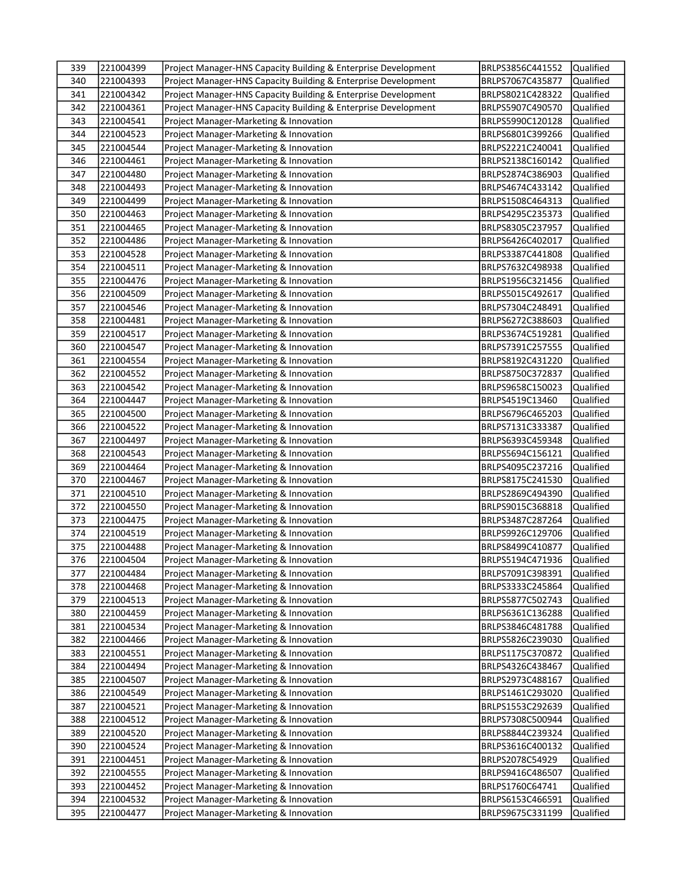| | | | | |
|---|---|---|---|---|
| 339 | 221004399 | Project Manager-HNS Capacity Building & Enterprise Development | BRLPS3856C441552 | Qualified |
| 340 | 221004393 | Project Manager-HNS Capacity Building & Enterprise Development | BRLPS7067C435877 | Qualified |
| 341 | 221004342 | Project Manager-HNS Capacity Building & Enterprise Development | BRLPS8021C428322 | Qualified |
| 342 | 221004361 | Project Manager-HNS Capacity Building & Enterprise Development | BRLPS5907C490570 | Qualified |
| 343 | 221004541 | Project Manager-Marketing & Innovation | BRLPS5990C120128 | Qualified |
| 344 | 221004523 | Project Manager-Marketing & Innovation | BRLPS6801C399266 | Qualified |
| 345 | 221004544 | Project Manager-Marketing & Innovation | BRLPS2221C240041 | Qualified |
| 346 | 221004461 | Project Manager-Marketing & Innovation | BRLPS2138C160142 | Qualified |
| 347 | 221004480 | Project Manager-Marketing & Innovation | BRLPS2874C386903 | Qualified |
| 348 | 221004493 | Project Manager-Marketing & Innovation | BRLPS4674C433142 | Qualified |
| 349 | 221004499 | Project Manager-Marketing & Innovation | BRLPS1508C464313 | Qualified |
| 350 | 221004463 | Project Manager-Marketing & Innovation | BRLPS4295C235373 | Qualified |
| 351 | 221004465 | Project Manager-Marketing & Innovation | BRLPS8305C237957 | Qualified |
| 352 | 221004486 | Project Manager-Marketing & Innovation | BRLPS6426C402017 | Qualified |
| 353 | 221004528 | Project Manager-Marketing & Innovation | BRLPS3387C441808 | Qualified |
| 354 | 221004511 | Project Manager-Marketing & Innovation | BRLPS7632C498938 | Qualified |
| 355 | 221004476 | Project Manager-Marketing & Innovation | BRLPS1956C321456 | Qualified |
| 356 | 221004509 | Project Manager-Marketing & Innovation | BRLPS5015C492617 | Qualified |
| 357 | 221004546 | Project Manager-Marketing & Innovation | BRLPS7304C248491 | Qualified |
| 358 | 221004481 | Project Manager-Marketing & Innovation | BRLPS6272C388603 | Qualified |
| 359 | 221004517 | Project Manager-Marketing & Innovation | BRLPS3674C519281 | Qualified |
| 360 | 221004547 | Project Manager-Marketing & Innovation | BRLPS7391C257555 | Qualified |
| 361 | 221004554 | Project Manager-Marketing & Innovation | BRLPS8192C431220 | Qualified |
| 362 | 221004552 | Project Manager-Marketing & Innovation | BRLPS8750C372837 | Qualified |
| 363 | 221004542 | Project Manager-Marketing & Innovation | BRLPS9658C150023 | Qualified |
| 364 | 221004447 | Project Manager-Marketing & Innovation | BRLPS4519C13460 | Qualified |
| 365 | 221004500 | Project Manager-Marketing & Innovation | BRLPS6796C465203 | Qualified |
| 366 | 221004522 | Project Manager-Marketing & Innovation | BRLPS7131C333387 | Qualified |
| 367 | 221004497 | Project Manager-Marketing & Innovation | BRLPS6393C459348 | Qualified |
| 368 | 221004543 | Project Manager-Marketing & Innovation | BRLPS5694C156121 | Qualified |
| 369 | 221004464 | Project Manager-Marketing & Innovation | BRLPS4095C237216 | Qualified |
| 370 | 221004467 | Project Manager-Marketing & Innovation | BRLPS8175C241530 | Qualified |
| 371 | 221004510 | Project Manager-Marketing & Innovation | BRLPS2869C494390 | Qualified |
| 372 | 221004550 | Project Manager-Marketing & Innovation | BRLPS9015C368818 | Qualified |
| 373 | 221004475 | Project Manager-Marketing & Innovation | BRLPS3487C287264 | Qualified |
| 374 | 221004519 | Project Manager-Marketing & Innovation | BRLPS9926C129706 | Qualified |
| 375 | 221004488 | Project Manager-Marketing & Innovation | BRLPS8499C410877 | Qualified |
| 376 | 221004504 | Project Manager-Marketing & Innovation | BRLPS5194C471936 | Qualified |
| 377 | 221004484 | Project Manager-Marketing & Innovation | BRLPS7091C398391 | Qualified |
| 378 | 221004468 | Project Manager-Marketing & Innovation | BRLPS3333C245864 | Qualified |
| 379 | 221004513 | Project Manager-Marketing & Innovation | BRLPS5877C502743 | Qualified |
| 380 | 221004459 | Project Manager-Marketing & Innovation | BRLPS6361C136288 | Qualified |
| 381 | 221004534 | Project Manager-Marketing & Innovation | BRLPS3846C481788 | Qualified |
| 382 | 221004466 | Project Manager-Marketing & Innovation | BRLPS5826C239030 | Qualified |
| 383 | 221004551 | Project Manager-Marketing & Innovation | BRLPS1175C370872 | Qualified |
| 384 | 221004494 | Project Manager-Marketing & Innovation | BRLPS4326C438467 | Qualified |
| 385 | 221004507 | Project Manager-Marketing & Innovation | BRLPS2973C488167 | Qualified |
| 386 | 221004549 | Project Manager-Marketing & Innovation | BRLPS1461C293020 | Qualified |
| 387 | 221004521 | Project Manager-Marketing & Innovation | BRLPS1553C292639 | Qualified |
| 388 | 221004512 | Project Manager-Marketing & Innovation | BRLPS7308C500944 | Qualified |
| 389 | 221004520 | Project Manager-Marketing & Innovation | BRLPS8844C239324 | Qualified |
| 390 | 221004524 | Project Manager-Marketing & Innovation | BRLPS3616C400132 | Qualified |
| 391 | 221004451 | Project Manager-Marketing & Innovation | BRLPS2078C54929 | Qualified |
| 392 | 221004555 | Project Manager-Marketing & Innovation | BRLPS9416C486507 | Qualified |
| 393 | 221004452 | Project Manager-Marketing & Innovation | BRLPS1760C64741 | Qualified |
| 394 | 221004532 | Project Manager-Marketing & Innovation | BRLPS6153C466591 | Qualified |
| 395 | 221004477 | Project Manager-Marketing & Innovation | BRLPS9675C331199 | Qualified |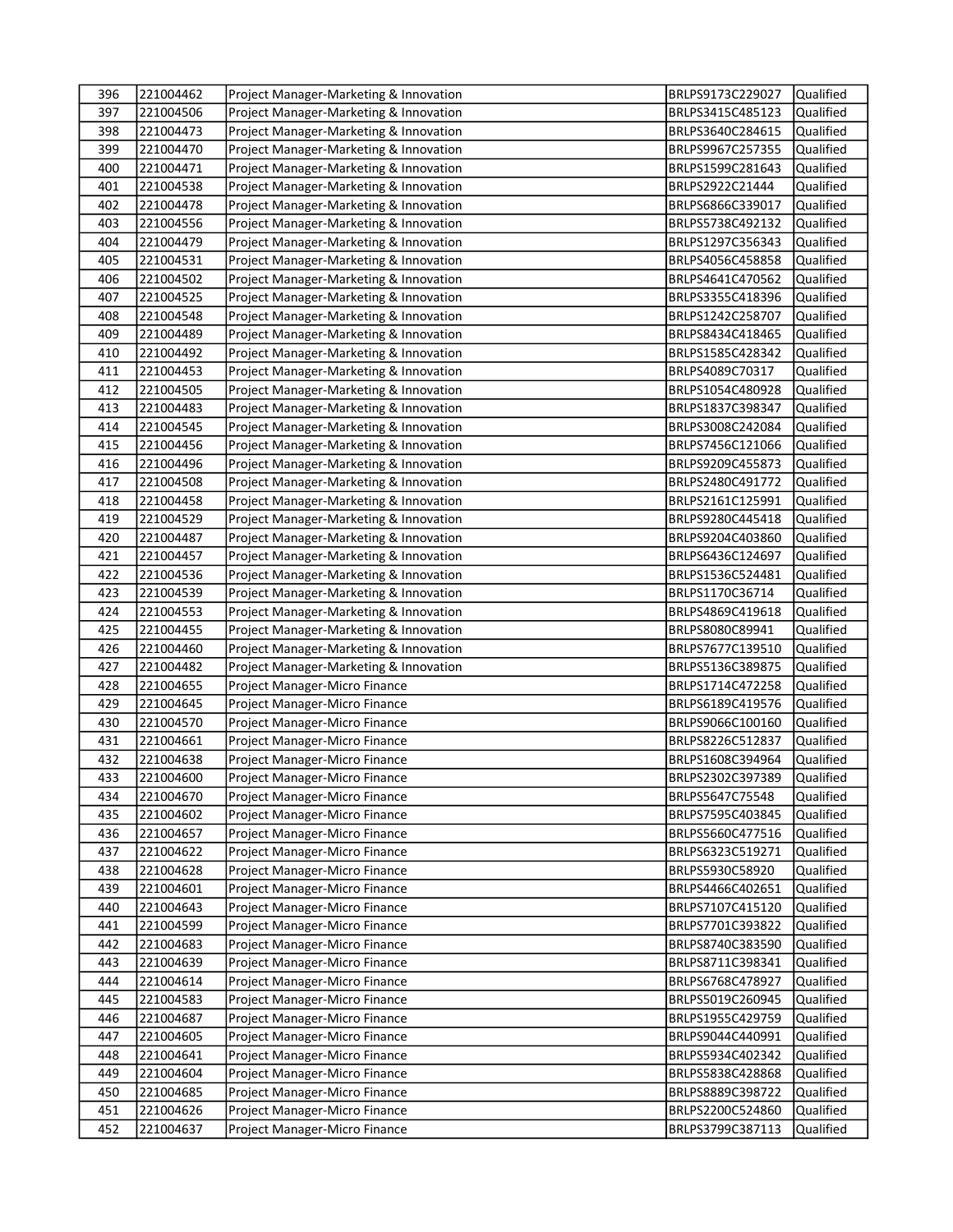| | | | | |
|---|---|---|---|---|
| 396 | 221004462 | Project Manager-Marketing & Innovation | BRLPS9173C229027 | Qualified |
| 397 | 221004506 | Project Manager-Marketing & Innovation | BRLPS3415C485123 | Qualified |
| 398 | 221004473 | Project Manager-Marketing & Innovation | BRLPS3640C284615 | Qualified |
| 399 | 221004470 | Project Manager-Marketing & Innovation | BRLPS9967C257355 | Qualified |
| 400 | 221004471 | Project Manager-Marketing & Innovation | BRLPS1599C281643 | Qualified |
| 401 | 221004538 | Project Manager-Marketing & Innovation | BRLPS2922C21444 | Qualified |
| 402 | 221004478 | Project Manager-Marketing & Innovation | BRLPS6866C339017 | Qualified |
| 403 | 221004556 | Project Manager-Marketing & Innovation | BRLPS5738C492132 | Qualified |
| 404 | 221004479 | Project Manager-Marketing & Innovation | BRLPS1297C356343 | Qualified |
| 405 | 221004531 | Project Manager-Marketing & Innovation | BRLPS4056C458858 | Qualified |
| 406 | 221004502 | Project Manager-Marketing & Innovation | BRLPS4641C470562 | Qualified |
| 407 | 221004525 | Project Manager-Marketing & Innovation | BRLPS3355C418396 | Qualified |
| 408 | 221004548 | Project Manager-Marketing & Innovation | BRLPS1242C258707 | Qualified |
| 409 | 221004489 | Project Manager-Marketing & Innovation | BRLPS8434C418465 | Qualified |
| 410 | 221004492 | Project Manager-Marketing & Innovation | BRLPS1585C428342 | Qualified |
| 411 | 221004453 | Project Manager-Marketing & Innovation | BRLPS4089C70317 | Qualified |
| 412 | 221004505 | Project Manager-Marketing & Innovation | BRLPS1054C480928 | Qualified |
| 413 | 221004483 | Project Manager-Marketing & Innovation | BRLPS1837C398347 | Qualified |
| 414 | 221004545 | Project Manager-Marketing & Innovation | BRLPS3008C242084 | Qualified |
| 415 | 221004456 | Project Manager-Marketing & Innovation | BRLPS7456C121066 | Qualified |
| 416 | 221004496 | Project Manager-Marketing & Innovation | BRLPS9209C455873 | Qualified |
| 417 | 221004508 | Project Manager-Marketing & Innovation | BRLPS2480C491772 | Qualified |
| 418 | 221004458 | Project Manager-Marketing & Innovation | BRLPS2161C125991 | Qualified |
| 419 | 221004529 | Project Manager-Marketing & Innovation | BRLPS9280C445418 | Qualified |
| 420 | 221004487 | Project Manager-Marketing & Innovation | BRLPS9204C403860 | Qualified |
| 421 | 221004457 | Project Manager-Marketing & Innovation | BRLPS6436C124697 | Qualified |
| 422 | 221004536 | Project Manager-Marketing & Innovation | BRLPS1536C524481 | Qualified |
| 423 | 221004539 | Project Manager-Marketing & Innovation | BRLPS1170C36714 | Qualified |
| 424 | 221004553 | Project Manager-Marketing & Innovation | BRLPS4869C419618 | Qualified |
| 425 | 221004455 | Project Manager-Marketing & Innovation | BRLPS8080C89941 | Qualified |
| 426 | 221004460 | Project Manager-Marketing & Innovation | BRLPS7677C139510 | Qualified |
| 427 | 221004482 | Project Manager-Marketing & Innovation | BRLPS5136C389875 | Qualified |
| 428 | 221004655 | Project Manager-Micro Finance | BRLPS1714C472258 | Qualified |
| 429 | 221004645 | Project Manager-Micro Finance | BRLPS6189C419576 | Qualified |
| 430 | 221004570 | Project Manager-Micro Finance | BRLPS9066C100160 | Qualified |
| 431 | 221004661 | Project Manager-Micro Finance | BRLPS8226C512837 | Qualified |
| 432 | 221004638 | Project Manager-Micro Finance | BRLPS1608C394964 | Qualified |
| 433 | 221004600 | Project Manager-Micro Finance | BRLPS2302C397389 | Qualified |
| 434 | 221004670 | Project Manager-Micro Finance | BRLPS5647C75548 | Qualified |
| 435 | 221004602 | Project Manager-Micro Finance | BRLPS7595C403845 | Qualified |
| 436 | 221004657 | Project Manager-Micro Finance | BRLPS5660C477516 | Qualified |
| 437 | 221004622 | Project Manager-Micro Finance | BRLPS6323C519271 | Qualified |
| 438 | 221004628 | Project Manager-Micro Finance | BRLPS5930C58920 | Qualified |
| 439 | 221004601 | Project Manager-Micro Finance | BRLPS4466C402651 | Qualified |
| 440 | 221004643 | Project Manager-Micro Finance | BRLPS7107C415120 | Qualified |
| 441 | 221004599 | Project Manager-Micro Finance | BRLPS7701C393822 | Qualified |
| 442 | 221004683 | Project Manager-Micro Finance | BRLPS8740C383590 | Qualified |
| 443 | 221004639 | Project Manager-Micro Finance | BRLPS8711C398341 | Qualified |
| 444 | 221004614 | Project Manager-Micro Finance | BRLPS6768C478927 | Qualified |
| 445 | 221004583 | Project Manager-Micro Finance | BRLPS5019C260945 | Qualified |
| 446 | 221004687 | Project Manager-Micro Finance | BRLPS1955C429759 | Qualified |
| 447 | 221004605 | Project Manager-Micro Finance | BRLPS9044C440991 | Qualified |
| 448 | 221004641 | Project Manager-Micro Finance | BRLPS5934C402342 | Qualified |
| 449 | 221004604 | Project Manager-Micro Finance | BRLPS5838C428868 | Qualified |
| 450 | 221004685 | Project Manager-Micro Finance | BRLPS8889C398722 | Qualified |
| 451 | 221004626 | Project Manager-Micro Finance | BRLPS2200C524860 | Qualified |
| 452 | 221004637 | Project Manager-Micro Finance | BRLPS3799C387113 | Qualified |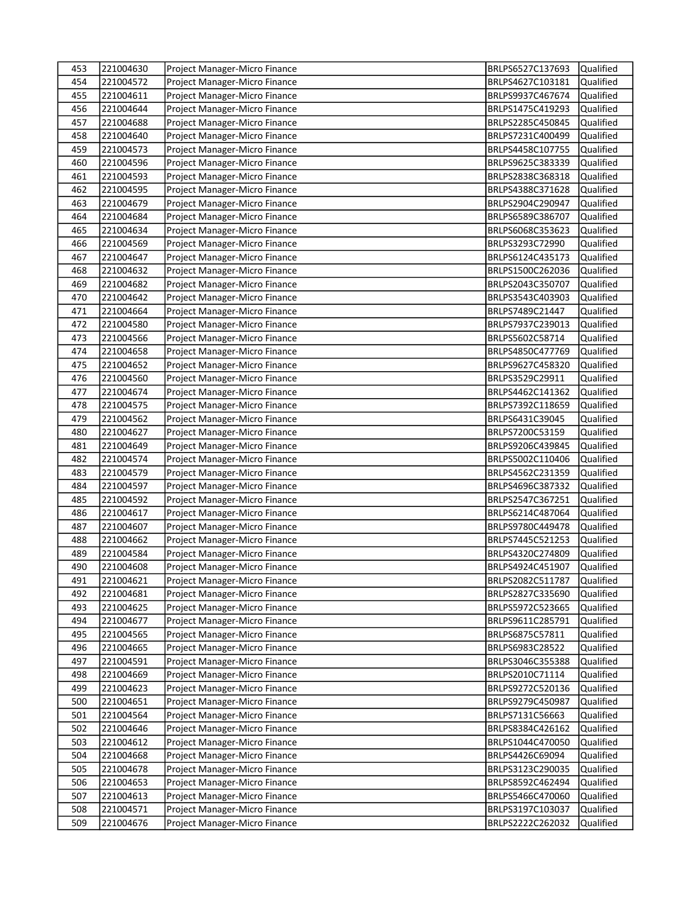| | | | | |
|---|---|---|---|---|
| 453 | 221004630 | Project Manager-Micro Finance | BRLPS6527C137693 | Qualified |
| 454 | 221004572 | Project Manager-Micro Finance | BRLPS4627C103181 | Qualified |
| 455 | 221004611 | Project Manager-Micro Finance | BRLPS9937C467674 | Qualified |
| 456 | 221004644 | Project Manager-Micro Finance | BRLPS1475C419293 | Qualified |
| 457 | 221004688 | Project Manager-Micro Finance | BRLPS2285C450845 | Qualified |
| 458 | 221004640 | Project Manager-Micro Finance | BRLPS7231C400499 | Qualified |
| 459 | 221004573 | Project Manager-Micro Finance | BRLPS4458C107755 | Qualified |
| 460 | 221004596 | Project Manager-Micro Finance | BRLPS9625C383339 | Qualified |
| 461 | 221004593 | Project Manager-Micro Finance | BRLPS2838C368318 | Qualified |
| 462 | 221004595 | Project Manager-Micro Finance | BRLPS4388C371628 | Qualified |
| 463 | 221004679 | Project Manager-Micro Finance | BRLPS2904C290947 | Qualified |
| 464 | 221004684 | Project Manager-Micro Finance | BRLPS6589C386707 | Qualified |
| 465 | 221004634 | Project Manager-Micro Finance | BRLPS6068C353623 | Qualified |
| 466 | 221004569 | Project Manager-Micro Finance | BRLPS3293C72990 | Qualified |
| 467 | 221004647 | Project Manager-Micro Finance | BRLPS6124C435173 | Qualified |
| 468 | 221004632 | Project Manager-Micro Finance | BRLPS1500C262036 | Qualified |
| 469 | 221004682 | Project Manager-Micro Finance | BRLPS2043C350707 | Qualified |
| 470 | 221004642 | Project Manager-Micro Finance | BRLPS3543C403903 | Qualified |
| 471 | 221004664 | Project Manager-Micro Finance | BRLPS7489C21447 | Qualified |
| 472 | 221004580 | Project Manager-Micro Finance | BRLPS7937C239013 | Qualified |
| 473 | 221004566 | Project Manager-Micro Finance | BRLPS5602C58714 | Qualified |
| 474 | 221004658 | Project Manager-Micro Finance | BRLPS4850C477769 | Qualified |
| 475 | 221004652 | Project Manager-Micro Finance | BRLPS9627C458320 | Qualified |
| 476 | 221004560 | Project Manager-Micro Finance | BRLPS3529C29911 | Qualified |
| 477 | 221004674 | Project Manager-Micro Finance | BRLPS4462C141362 | Qualified |
| 478 | 221004575 | Project Manager-Micro Finance | BRLPS7392C118659 | Qualified |
| 479 | 221004562 | Project Manager-Micro Finance | BRLPS6431C39045 | Qualified |
| 480 | 221004627 | Project Manager-Micro Finance | BRLPS7200C53159 | Qualified |
| 481 | 221004649 | Project Manager-Micro Finance | BRLPS9206C439845 | Qualified |
| 482 | 221004574 | Project Manager-Micro Finance | BRLPS5002C110406 | Qualified |
| 483 | 221004579 | Project Manager-Micro Finance | BRLPS4562C231359 | Qualified |
| 484 | 221004597 | Project Manager-Micro Finance | BRLPS4696C387332 | Qualified |
| 485 | 221004592 | Project Manager-Micro Finance | BRLPS2547C367251 | Qualified |
| 486 | 221004617 | Project Manager-Micro Finance | BRLPS6214C487064 | Qualified |
| 487 | 221004607 | Project Manager-Micro Finance | BRLPS9780C449478 | Qualified |
| 488 | 221004662 | Project Manager-Micro Finance | BRLPS7445C521253 | Qualified |
| 489 | 221004584 | Project Manager-Micro Finance | BRLPS4320C274809 | Qualified |
| 490 | 221004608 | Project Manager-Micro Finance | BRLPS4924C451907 | Qualified |
| 491 | 221004621 | Project Manager-Micro Finance | BRLPS2082C511787 | Qualified |
| 492 | 221004681 | Project Manager-Micro Finance | BRLPS2827C335690 | Qualified |
| 493 | 221004625 | Project Manager-Micro Finance | BRLPS5972C523665 | Qualified |
| 494 | 221004677 | Project Manager-Micro Finance | BRLPS9611C285791 | Qualified |
| 495 | 221004565 | Project Manager-Micro Finance | BRLPS6875C57811 | Qualified |
| 496 | 221004665 | Project Manager-Micro Finance | BRLPS6983C28522 | Qualified |
| 497 | 221004591 | Project Manager-Micro Finance | BRLPS3046C355388 | Qualified |
| 498 | 221004669 | Project Manager-Micro Finance | BRLPS2010C71114 | Qualified |
| 499 | 221004623 | Project Manager-Micro Finance | BRLPS9272C520136 | Qualified |
| 500 | 221004651 | Project Manager-Micro Finance | BRLPS9279C450987 | Qualified |
| 501 | 221004564 | Project Manager-Micro Finance | BRLPS7131C56663 | Qualified |
| 502 | 221004646 | Project Manager-Micro Finance | BRLPS8384C426162 | Qualified |
| 503 | 221004612 | Project Manager-Micro Finance | BRLPS1044C470050 | Qualified |
| 504 | 221004668 | Project Manager-Micro Finance | BRLPS4426C69094 | Qualified |
| 505 | 221004678 | Project Manager-Micro Finance | BRLPS3123C290035 | Qualified |
| 506 | 221004653 | Project Manager-Micro Finance | BRLPS8592C462494 | Qualified |
| 507 | 221004613 | Project Manager-Micro Finance | BRLPS5466C470060 | Qualified |
| 508 | 221004571 | Project Manager-Micro Finance | BRLPS3197C103037 | Qualified |
| 509 | 221004676 | Project Manager-Micro Finance | BRLPS2222C262032 | Qualified |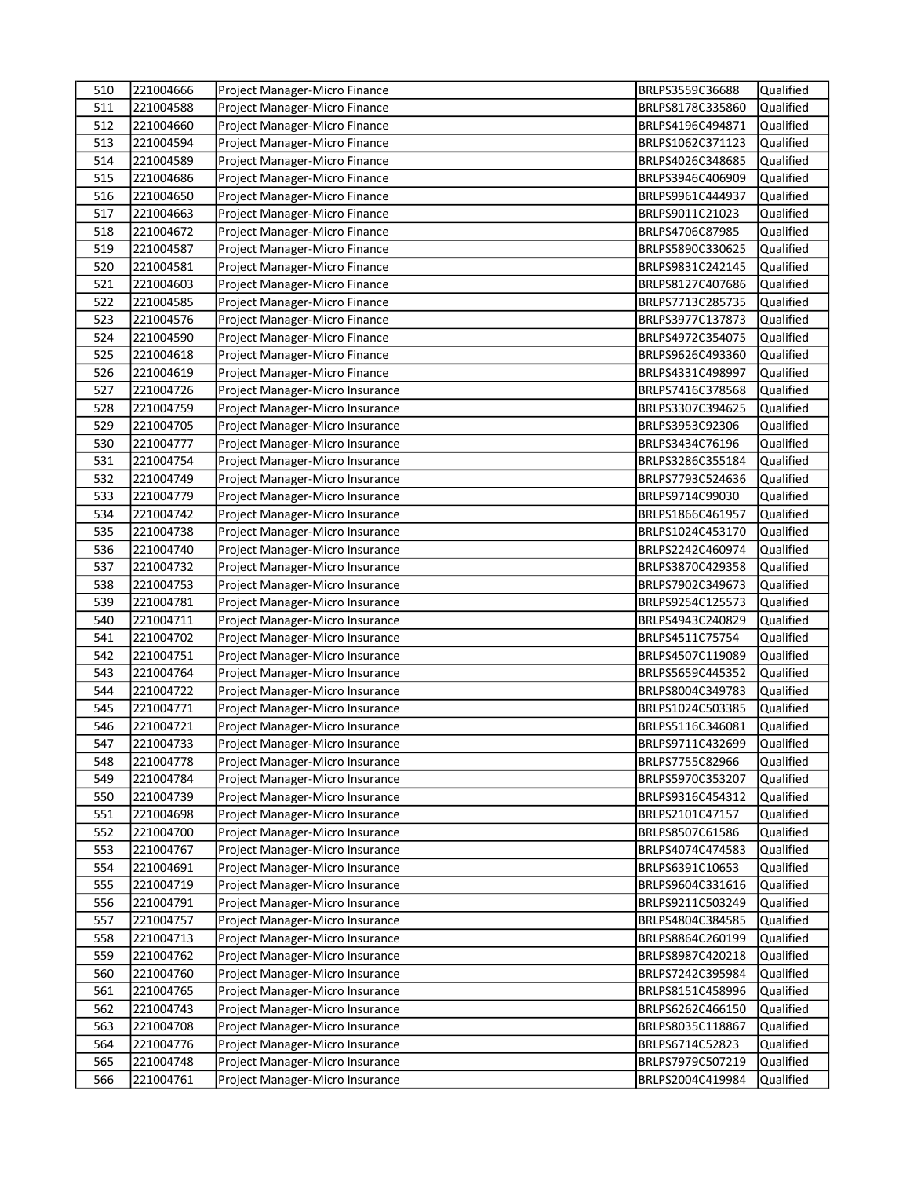| | | | | |
|---|---|---|---|---|
| 510 | 221004666 | Project Manager-Micro Finance | BRLPS3559C36688 | Qualified |
| 511 | 221004588 | Project Manager-Micro Finance | BRLPS8178C335860 | Qualified |
| 512 | 221004660 | Project Manager-Micro Finance | BRLPS4196C494871 | Qualified |
| 513 | 221004594 | Project Manager-Micro Finance | BRLPS1062C371123 | Qualified |
| 514 | 221004589 | Project Manager-Micro Finance | BRLPS4026C348685 | Qualified |
| 515 | 221004686 | Project Manager-Micro Finance | BRLPS3946C406909 | Qualified |
| 516 | 221004650 | Project Manager-Micro Finance | BRLPS9961C444937 | Qualified |
| 517 | 221004663 | Project Manager-Micro Finance | BRLPS9011C21023 | Qualified |
| 518 | 221004672 | Project Manager-Micro Finance | BRLPS4706C87985 | Qualified |
| 519 | 221004587 | Project Manager-Micro Finance | BRLPS5890C330625 | Qualified |
| 520 | 221004581 | Project Manager-Micro Finance | BRLPS9831C242145 | Qualified |
| 521 | 221004603 | Project Manager-Micro Finance | BRLPS8127C407686 | Qualified |
| 522 | 221004585 | Project Manager-Micro Finance | BRLPS7713C285735 | Qualified |
| 523 | 221004576 | Project Manager-Micro Finance | BRLPS3977C137873 | Qualified |
| 524 | 221004590 | Project Manager-Micro Finance | BRLPS4972C354075 | Qualified |
| 525 | 221004618 | Project Manager-Micro Finance | BRLPS9626C493360 | Qualified |
| 526 | 221004619 | Project Manager-Micro Finance | BRLPS4331C498997 | Qualified |
| 527 | 221004726 | Project Manager-Micro Insurance | BRLPS7416C378568 | Qualified |
| 528 | 221004759 | Project Manager-Micro Insurance | BRLPS3307C394625 | Qualified |
| 529 | 221004705 | Project Manager-Micro Insurance | BRLPS3953C92306 | Qualified |
| 530 | 221004777 | Project Manager-Micro Insurance | BRLPS3434C76196 | Qualified |
| 531 | 221004754 | Project Manager-Micro Insurance | BRLPS3286C355184 | Qualified |
| 532 | 221004749 | Project Manager-Micro Insurance | BRLPS7793C524636 | Qualified |
| 533 | 221004779 | Project Manager-Micro Insurance | BRLPS9714C99030 | Qualified |
| 534 | 221004742 | Project Manager-Micro Insurance | BRLPS1866C461957 | Qualified |
| 535 | 221004738 | Project Manager-Micro Insurance | BRLPS1024C453170 | Qualified |
| 536 | 221004740 | Project Manager-Micro Insurance | BRLPS2242C460974 | Qualified |
| 537 | 221004732 | Project Manager-Micro Insurance | BRLPS3870C429358 | Qualified |
| 538 | 221004753 | Project Manager-Micro Insurance | BRLPS7902C349673 | Qualified |
| 539 | 221004781 | Project Manager-Micro Insurance | BRLPS9254C125573 | Qualified |
| 540 | 221004711 | Project Manager-Micro Insurance | BRLPS4943C240829 | Qualified |
| 541 | 221004702 | Project Manager-Micro Insurance | BRLPS4511C75754 | Qualified |
| 542 | 221004751 | Project Manager-Micro Insurance | BRLPS4507C119089 | Qualified |
| 543 | 221004764 | Project Manager-Micro Insurance | BRLPS5659C445352 | Qualified |
| 544 | 221004722 | Project Manager-Micro Insurance | BRLPS8004C349783 | Qualified |
| 545 | 221004771 | Project Manager-Micro Insurance | BRLPS1024C503385 | Qualified |
| 546 | 221004721 | Project Manager-Micro Insurance | BRLPS5116C346081 | Qualified |
| 547 | 221004733 | Project Manager-Micro Insurance | BRLPS9711C432699 | Qualified |
| 548 | 221004778 | Project Manager-Micro Insurance | BRLPS7755C82966 | Qualified |
| 549 | 221004784 | Project Manager-Micro Insurance | BRLPS5970C353207 | Qualified |
| 550 | 221004739 | Project Manager-Micro Insurance | BRLPS9316C454312 | Qualified |
| 551 | 221004698 | Project Manager-Micro Insurance | BRLPS2101C47157 | Qualified |
| 552 | 221004700 | Project Manager-Micro Insurance | BRLPS8507C61586 | Qualified |
| 553 | 221004767 | Project Manager-Micro Insurance | BRLPS4074C474583 | Qualified |
| 554 | 221004691 | Project Manager-Micro Insurance | BRLPS6391C10653 | Qualified |
| 555 | 221004719 | Project Manager-Micro Insurance | BRLPS9604C331616 | Qualified |
| 556 | 221004791 | Project Manager-Micro Insurance | BRLPS9211C503249 | Qualified |
| 557 | 221004757 | Project Manager-Micro Insurance | BRLPS4804C384585 | Qualified |
| 558 | 221004713 | Project Manager-Micro Insurance | BRLPS8864C260199 | Qualified |
| 559 | 221004762 | Project Manager-Micro Insurance | BRLPS8987C420218 | Qualified |
| 560 | 221004760 | Project Manager-Micro Insurance | BRLPS7242C395984 | Qualified |
| 561 | 221004765 | Project Manager-Micro Insurance | BRLPS8151C458996 | Qualified |
| 562 | 221004743 | Project Manager-Micro Insurance | BRLPS6262C466150 | Qualified |
| 563 | 221004708 | Project Manager-Micro Insurance | BRLPS8035C118867 | Qualified |
| 564 | 221004776 | Project Manager-Micro Insurance | BRLPS6714C52823 | Qualified |
| 565 | 221004748 | Project Manager-Micro Insurance | BRLPS7979C507219 | Qualified |
| 566 | 221004761 | Project Manager-Micro Insurance | BRLPS2004C419984 | Qualified |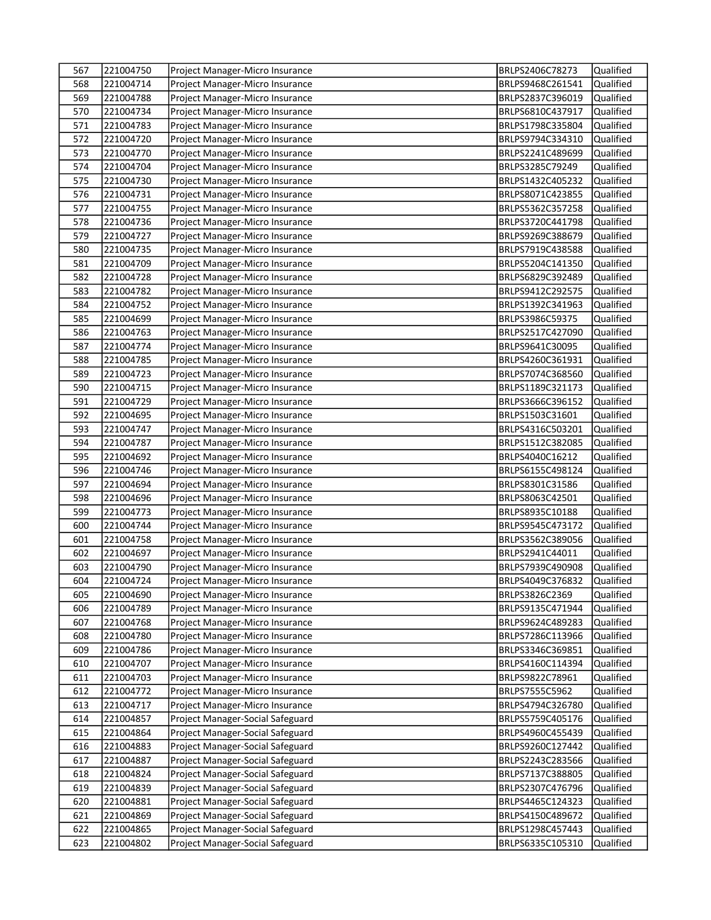| 567 | 221004750 | Project Manager-Micro Insurance | BRLPS2406C78273 | Qualified |
|---|---|---|---|---|
| 568 | 221004714 | Project Manager-Micro Insurance | BRLPS9468C261541 | Qualified |
| 569 | 221004788 | Project Manager-Micro Insurance | BRLPS2837C396019 | Qualified |
| 570 | 221004734 | Project Manager-Micro Insurance | BRLPS6810C437917 | Qualified |
| 571 | 221004783 | Project Manager-Micro Insurance | BRLPS1798C335804 | Qualified |
| 572 | 221004720 | Project Manager-Micro Insurance | BRLPS9794C334310 | Qualified |
| 573 | 221004770 | Project Manager-Micro Insurance | BRLPS2241C489699 | Qualified |
| 574 | 221004704 | Project Manager-Micro Insurance | BRLPS3285C79249 | Qualified |
| 575 | 221004730 | Project Manager-Micro Insurance | BRLPS1432C405232 | Qualified |
| 576 | 221004731 | Project Manager-Micro Insurance | BRLPS8071C423855 | Qualified |
| 577 | 221004755 | Project Manager-Micro Insurance | BRLPS5362C357258 | Qualified |
| 578 | 221004736 | Project Manager-Micro Insurance | BRLPS3720C441798 | Qualified |
| 579 | 221004727 | Project Manager-Micro Insurance | BRLPS9269C388679 | Qualified |
| 580 | 221004735 | Project Manager-Micro Insurance | BRLPS7919C438588 | Qualified |
| 581 | 221004709 | Project Manager-Micro Insurance | BRLPS5204C141350 | Qualified |
| 582 | 221004728 | Project Manager-Micro Insurance | BRLPS6829C392489 | Qualified |
| 583 | 221004782 | Project Manager-Micro Insurance | BRLPS9412C292575 | Qualified |
| 584 | 221004752 | Project Manager-Micro Insurance | BRLPS1392C341963 | Qualified |
| 585 | 221004699 | Project Manager-Micro Insurance | BRLPS3986C59375 | Qualified |
| 586 | 221004763 | Project Manager-Micro Insurance | BRLPS2517C427090 | Qualified |
| 587 | 221004774 | Project Manager-Micro Insurance | BRLPS9641C30095 | Qualified |
| 588 | 221004785 | Project Manager-Micro Insurance | BRLPS4260C361931 | Qualified |
| 589 | 221004723 | Project Manager-Micro Insurance | BRLPS7074C368560 | Qualified |
| 590 | 221004715 | Project Manager-Micro Insurance | BRLPS1189C321173 | Qualified |
| 591 | 221004729 | Project Manager-Micro Insurance | BRLPS3666C396152 | Qualified |
| 592 | 221004695 | Project Manager-Micro Insurance | BRLPS1503C31601 | Qualified |
| 593 | 221004747 | Project Manager-Micro Insurance | BRLPS4316C503201 | Qualified |
| 594 | 221004787 | Project Manager-Micro Insurance | BRLPS1512C382085 | Qualified |
| 595 | 221004692 | Project Manager-Micro Insurance | BRLPS4040C16212 | Qualified |
| 596 | 221004746 | Project Manager-Micro Insurance | BRLPS6155C498124 | Qualified |
| 597 | 221004694 | Project Manager-Micro Insurance | BRLPS8301C31586 | Qualified |
| 598 | 221004696 | Project Manager-Micro Insurance | BRLPS8063C42501 | Qualified |
| 599 | 221004773 | Project Manager-Micro Insurance | BRLPS8935C10188 | Qualified |
| 600 | 221004744 | Project Manager-Micro Insurance | BRLPS9545C473172 | Qualified |
| 601 | 221004758 | Project Manager-Micro Insurance | BRLPS3562C389056 | Qualified |
| 602 | 221004697 | Project Manager-Micro Insurance | BRLPS2941C44011 | Qualified |
| 603 | 221004790 | Project Manager-Micro Insurance | BRLPS7939C490908 | Qualified |
| 604 | 221004724 | Project Manager-Micro Insurance | BRLPS4049C376832 | Qualified |
| 605 | 221004690 | Project Manager-Micro Insurance | BRLPS3826C2369 | Qualified |
| 606 | 221004789 | Project Manager-Micro Insurance | BRLPS9135C471944 | Qualified |
| 607 | 221004768 | Project Manager-Micro Insurance | BRLPS9624C489283 | Qualified |
| 608 | 221004780 | Project Manager-Micro Insurance | BRLPS7286C113966 | Qualified |
| 609 | 221004786 | Project Manager-Micro Insurance | BRLPS3346C369851 | Qualified |
| 610 | 221004707 | Project Manager-Micro Insurance | BRLPS4160C114394 | Qualified |
| 611 | 221004703 | Project Manager-Micro Insurance | BRLPS9822C78961 | Qualified |
| 612 | 221004772 | Project Manager-Micro Insurance | BRLPS7555C5962 | Qualified |
| 613 | 221004717 | Project Manager-Micro Insurance | BRLPS4794C326780 | Qualified |
| 614 | 221004857 | Project Manager-Social Safeguard | BRLPS5759C405176 | Qualified |
| 615 | 221004864 | Project Manager-Social Safeguard | BRLPS4960C455439 | Qualified |
| 616 | 221004883 | Project Manager-Social Safeguard | BRLPS9260C127442 | Qualified |
| 617 | 221004887 | Project Manager-Social Safeguard | BRLPS2243C283566 | Qualified |
| 618 | 221004824 | Project Manager-Social Safeguard | BRLPS7137C388805 | Qualified |
| 619 | 221004839 | Project Manager-Social Safeguard | BRLPS2307C476796 | Qualified |
| 620 | 221004881 | Project Manager-Social Safeguard | BRLPS4465C124323 | Qualified |
| 621 | 221004869 | Project Manager-Social Safeguard | BRLPS4150C489672 | Qualified |
| 622 | 221004865 | Project Manager-Social Safeguard | BRLPS1298C457443 | Qualified |
| 623 | 221004802 | Project Manager-Social Safeguard | BRLPS6335C105310 | Qualified |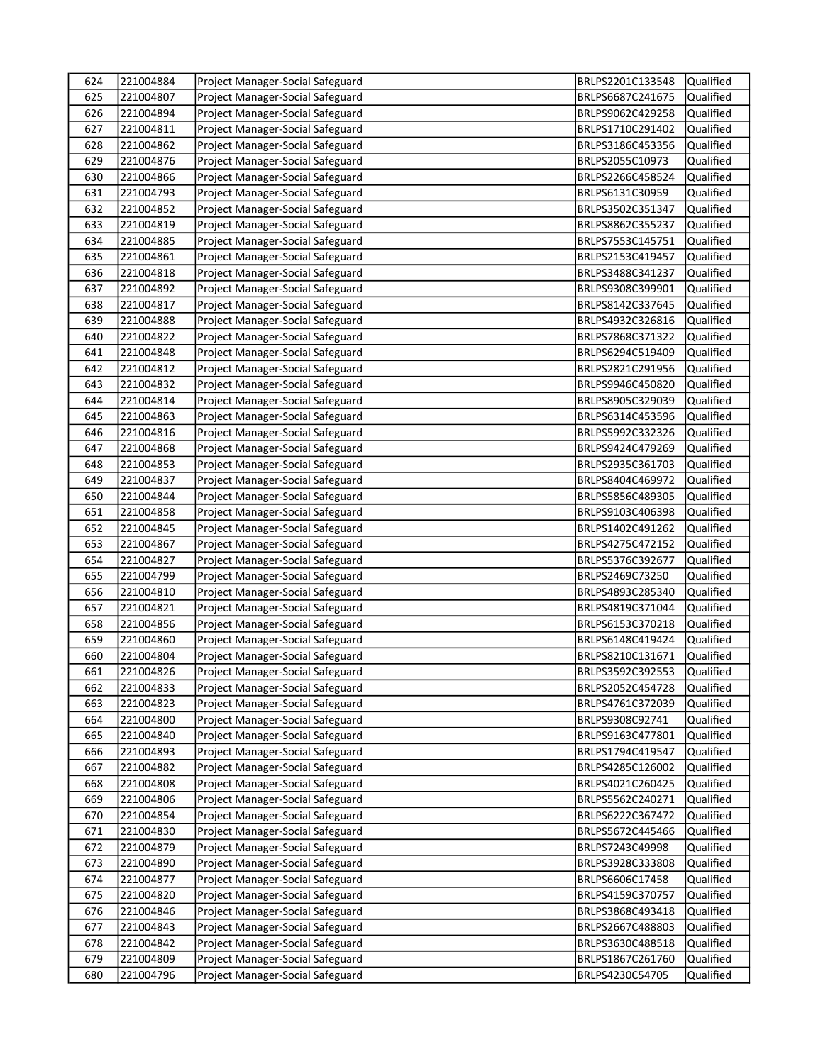| | | | | |
|---|---|---|---|---|
| 624 | 221004884 | Project Manager-Social Safeguard | BRLPS2201C133548 | Qualified |
| 625 | 221004807 | Project Manager-Social Safeguard | BRLPS6687C241675 | Qualified |
| 626 | 221004894 | Project Manager-Social Safeguard | BRLPS9062C429258 | Qualified |
| 627 | 221004811 | Project Manager-Social Safeguard | BRLPS1710C291402 | Qualified |
| 628 | 221004862 | Project Manager-Social Safeguard | BRLPS3186C453356 | Qualified |
| 629 | 221004876 | Project Manager-Social Safeguard | BRLPS2055C10973 | Qualified |
| 630 | 221004866 | Project Manager-Social Safeguard | BRLPS2266C458524 | Qualified |
| 631 | 221004793 | Project Manager-Social Safeguard | BRLPS6131C30959 | Qualified |
| 632 | 221004852 | Project Manager-Social Safeguard | BRLPS3502C351347 | Qualified |
| 633 | 221004819 | Project Manager-Social Safeguard | BRLPS8862C355237 | Qualified |
| 634 | 221004885 | Project Manager-Social Safeguard | BRLPS7553C145751 | Qualified |
| 635 | 221004861 | Project Manager-Social Safeguard | BRLPS2153C419457 | Qualified |
| 636 | 221004818 | Project Manager-Social Safeguard | BRLPS3488C341237 | Qualified |
| 637 | 221004892 | Project Manager-Social Safeguard | BRLPS9308C399901 | Qualified |
| 638 | 221004817 | Project Manager-Social Safeguard | BRLPS8142C337645 | Qualified |
| 639 | 221004888 | Project Manager-Social Safeguard | BRLPS4932C326816 | Qualified |
| 640 | 221004822 | Project Manager-Social Safeguard | BRLPS7868C371322 | Qualified |
| 641 | 221004848 | Project Manager-Social Safeguard | BRLPS6294C519409 | Qualified |
| 642 | 221004812 | Project Manager-Social Safeguard | BRLPS2821C291956 | Qualified |
| 643 | 221004832 | Project Manager-Social Safeguard | BRLPS9946C450820 | Qualified |
| 644 | 221004814 | Project Manager-Social Safeguard | BRLPS8905C329039 | Qualified |
| 645 | 221004863 | Project Manager-Social Safeguard | BRLPS6314C453596 | Qualified |
| 646 | 221004816 | Project Manager-Social Safeguard | BRLPS5992C332326 | Qualified |
| 647 | 221004868 | Project Manager-Social Safeguard | BRLPS9424C479269 | Qualified |
| 648 | 221004853 | Project Manager-Social Safeguard | BRLPS2935C361703 | Qualified |
| 649 | 221004837 | Project Manager-Social Safeguard | BRLPS8404C469972 | Qualified |
| 650 | 221004844 | Project Manager-Social Safeguard | BRLPS5856C489305 | Qualified |
| 651 | 221004858 | Project Manager-Social Safeguard | BRLPS9103C406398 | Qualified |
| 652 | 221004845 | Project Manager-Social Safeguard | BRLPS1402C491262 | Qualified |
| 653 | 221004867 | Project Manager-Social Safeguard | BRLPS4275C472152 | Qualified |
| 654 | 221004827 | Project Manager-Social Safeguard | BRLPS5376C392677 | Qualified |
| 655 | 221004799 | Project Manager-Social Safeguard | BRLPS2469C73250 | Qualified |
| 656 | 221004810 | Project Manager-Social Safeguard | BRLPS4893C285340 | Qualified |
| 657 | 221004821 | Project Manager-Social Safeguard | BRLPS4819C371044 | Qualified |
| 658 | 221004856 | Project Manager-Social Safeguard | BRLPS6153C370218 | Qualified |
| 659 | 221004860 | Project Manager-Social Safeguard | BRLPS6148C419424 | Qualified |
| 660 | 221004804 | Project Manager-Social Safeguard | BRLPS8210C131671 | Qualified |
| 661 | 221004826 | Project Manager-Social Safeguard | BRLPS3592C392553 | Qualified |
| 662 | 221004833 | Project Manager-Social Safeguard | BRLPS2052C454728 | Qualified |
| 663 | 221004823 | Project Manager-Social Safeguard | BRLPS4761C372039 | Qualified |
| 664 | 221004800 | Project Manager-Social Safeguard | BRLPS9308C92741 | Qualified |
| 665 | 221004840 | Project Manager-Social Safeguard | BRLPS9163C477801 | Qualified |
| 666 | 221004893 | Project Manager-Social Safeguard | BRLPS1794C419547 | Qualified |
| 667 | 221004882 | Project Manager-Social Safeguard | BRLPS4285C126002 | Qualified |
| 668 | 221004808 | Project Manager-Social Safeguard | BRLPS4021C260425 | Qualified |
| 669 | 221004806 | Project Manager-Social Safeguard | BRLPS5562C240271 | Qualified |
| 670 | 221004854 | Project Manager-Social Safeguard | BRLPS6222C367472 | Qualified |
| 671 | 221004830 | Project Manager-Social Safeguard | BRLPS5672C445466 | Qualified |
| 672 | 221004879 | Project Manager-Social Safeguard | BRLPS7243C49998 | Qualified |
| 673 | 221004890 | Project Manager-Social Safeguard | BRLPS3928C333808 | Qualified |
| 674 | 221004877 | Project Manager-Social Safeguard | BRLPS6606C17458 | Qualified |
| 675 | 221004820 | Project Manager-Social Safeguard | BRLPS4159C370757 | Qualified |
| 676 | 221004846 | Project Manager-Social Safeguard | BRLPS3868C493418 | Qualified |
| 677 | 221004843 | Project Manager-Social Safeguard | BRLPS2667C488803 | Qualified |
| 678 | 221004842 | Project Manager-Social Safeguard | BRLPS3630C488518 | Qualified |
| 679 | 221004809 | Project Manager-Social Safeguard | BRLPS1867C261760 | Qualified |
| 680 | 221004796 | Project Manager-Social Safeguard | BRLPS4230C54705 | Qualified |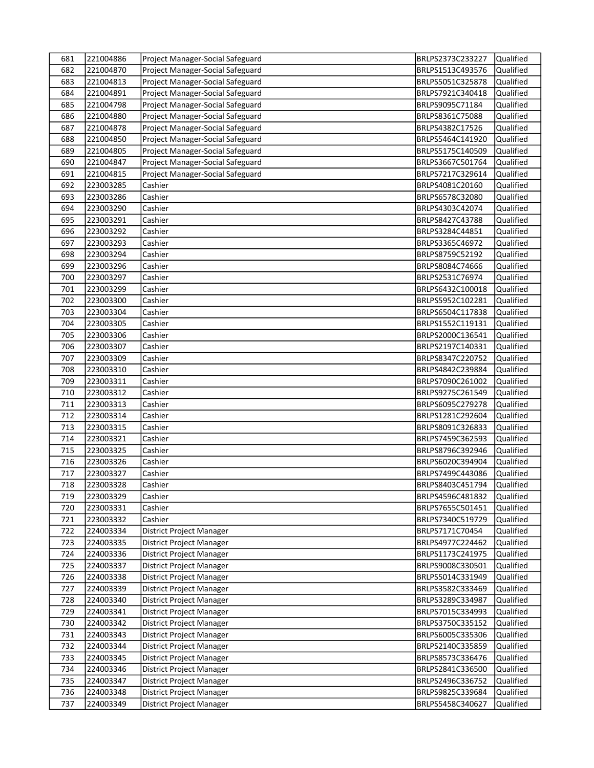| | | | | |
|---|---|---|---|---|
| 681 | 221004886 | Project Manager-Social Safeguard | BRLPS2373C233227 | Qualified |
| 682 | 221004870 | Project Manager-Social Safeguard | BRLPS1513C493576 | Qualified |
| 683 | 221004813 | Project Manager-Social Safeguard | BRLPS5051C325878 | Qualified |
| 684 | 221004891 | Project Manager-Social Safeguard | BRLPS7921C340418 | Qualified |
| 685 | 221004798 | Project Manager-Social Safeguard | BRLPS9095C71184 | Qualified |
| 686 | 221004880 | Project Manager-Social Safeguard | BRLPS8361C75088 | Qualified |
| 687 | 221004878 | Project Manager-Social Safeguard | BRLPS4382C17526 | Qualified |
| 688 | 221004850 | Project Manager-Social Safeguard | BRLPS5464C141920 | Qualified |
| 689 | 221004805 | Project Manager-Social Safeguard | BRLPS5175C140509 | Qualified |
| 690 | 221004847 | Project Manager-Social Safeguard | BRLPS3667C501764 | Qualified |
| 691 | 221004815 | Project Manager-Social Safeguard | BRLPS7217C329614 | Qualified |
| 692 | 223003285 | Cashier | BRLPS4081C20160 | Qualified |
| 693 | 223003286 | Cashier | BRLPS6578C32080 | Qualified |
| 694 | 223003290 | Cashier | BRLPS4303C42074 | Qualified |
| 695 | 223003291 | Cashier | BRLPS8427C43788 | Qualified |
| 696 | 223003292 | Cashier | BRLPS3284C44851 | Qualified |
| 697 | 223003293 | Cashier | BRLPS3365C46972 | Qualified |
| 698 | 223003294 | Cashier | BRLPS8759C52192 | Qualified |
| 699 | 223003296 | Cashier | BRLPS8084C74666 | Qualified |
| 700 | 223003297 | Cashier | BRLPS2531C76974 | Qualified |
| 701 | 223003299 | Cashier | BRLPS6432C100018 | Qualified |
| 702 | 223003300 | Cashier | BRLPS5952C102281 | Qualified |
| 703 | 223003304 | Cashier | BRLPS6504C117838 | Qualified |
| 704 | 223003305 | Cashier | BRLPS1552C119131 | Qualified |
| 705 | 223003306 | Cashier | BRLPS2000C136541 | Qualified |
| 706 | 223003307 | Cashier | BRLPS2197C140331 | Qualified |
| 707 | 223003309 | Cashier | BRLPS8347C220752 | Qualified |
| 708 | 223003310 | Cashier | BRLPS4842C239884 | Qualified |
| 709 | 223003311 | Cashier | BRLPS7090C261002 | Qualified |
| 710 | 223003312 | Cashier | BRLPS9275C261549 | Qualified |
| 711 | 223003313 | Cashier | BRLPS6095C279278 | Qualified |
| 712 | 223003314 | Cashier | BRLPS1281C292604 | Qualified |
| 713 | 223003315 | Cashier | BRLPS8091C326833 | Qualified |
| 714 | 223003321 | Cashier | BRLPS7459C362593 | Qualified |
| 715 | 223003325 | Cashier | BRLPS8796C392946 | Qualified |
| 716 | 223003326 | Cashier | BRLPS6020C394904 | Qualified |
| 717 | 223003327 | Cashier | BRLPS7499C443086 | Qualified |
| 718 | 223003328 | Cashier | BRLPS8403C451794 | Qualified |
| 719 | 223003329 | Cashier | BRLPS4596C481832 | Qualified |
| 720 | 223003331 | Cashier | BRLPS7655C501451 | Qualified |
| 721 | 223003332 | Cashier | BRLPS7340C519729 | Qualified |
| 722 | 224003334 | District Project Manager | BRLPS7171C70454 | Qualified |
| 723 | 224003335 | District Project Manager | BRLPS4977C224462 | Qualified |
| 724 | 224003336 | District Project Manager | BRLPS1173C241975 | Qualified |
| 725 | 224003337 | District Project Manager | BRLPS9008C330501 | Qualified |
| 726 | 224003338 | District Project Manager | BRLPS5014C331949 | Qualified |
| 727 | 224003339 | District Project Manager | BRLPS3582C333469 | Qualified |
| 728 | 224003340 | District Project Manager | BRLPS3289C334987 | Qualified |
| 729 | 224003341 | District Project Manager | BRLPS7015C334993 | Qualified |
| 730 | 224003342 | District Project Manager | BRLPS3750C335152 | Qualified |
| 731 | 224003343 | District Project Manager | BRLPS6005C335306 | Qualified |
| 732 | 224003344 | District Project Manager | BRLPS2140C335859 | Qualified |
| 733 | 224003345 | District Project Manager | BRLPS8573C336476 | Qualified |
| 734 | 224003346 | District Project Manager | BRLPS2841C336500 | Qualified |
| 735 | 224003347 | District Project Manager | BRLPS2496C336752 | Qualified |
| 736 | 224003348 | District Project Manager | BRLPS9825C339684 | Qualified |
| 737 | 224003349 | District Project Manager | BRLPS5458C340627 | Qualified |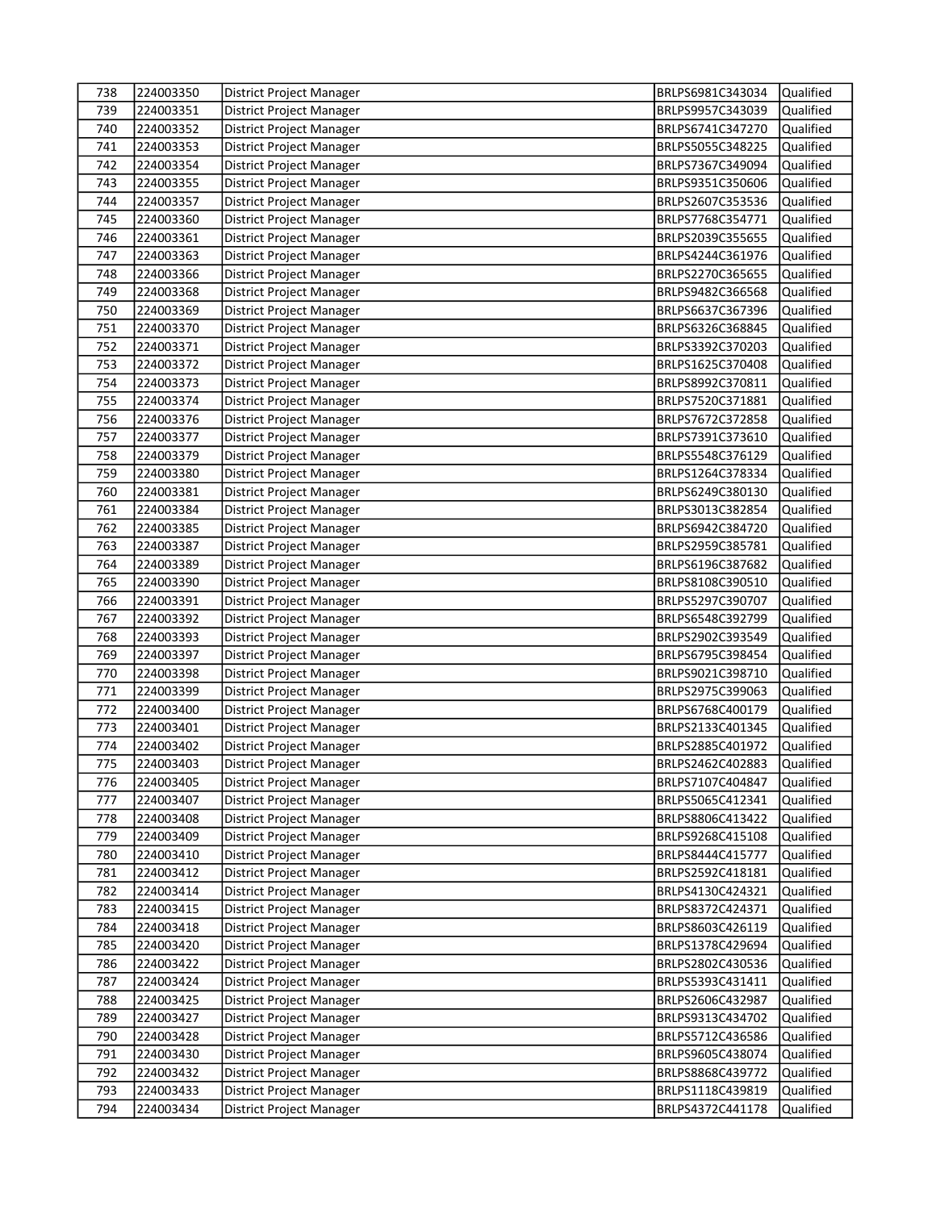| | | | | |
|---|---|---|---|---|
| 738 | 224003350 | District Project Manager | BRLPS6981C343034 | Qualified |
| 739 | 224003351 | District Project Manager | BRLPS9957C343039 | Qualified |
| 740 | 224003352 | District Project Manager | BRLPS6741C347270 | Qualified |
| 741 | 224003353 | District Project Manager | BRLPS5055C348225 | Qualified |
| 742 | 224003354 | District Project Manager | BRLPS7367C349094 | Qualified |
| 743 | 224003355 | District Project Manager | BRLPS9351C350606 | Qualified |
| 744 | 224003357 | District Project Manager | BRLPS2607C353536 | Qualified |
| 745 | 224003360 | District Project Manager | BRLPS7768C354771 | Qualified |
| 746 | 224003361 | District Project Manager | BRLPS2039C355655 | Qualified |
| 747 | 224003363 | District Project Manager | BRLPS4244C361976 | Qualified |
| 748 | 224003366 | District Project Manager | BRLPS2270C365655 | Qualified |
| 749 | 224003368 | District Project Manager | BRLPS9482C366568 | Qualified |
| 750 | 224003369 | District Project Manager | BRLPS6637C367396 | Qualified |
| 751 | 224003370 | District Project Manager | BRLPS6326C368845 | Qualified |
| 752 | 224003371 | District Project Manager | BRLPS3392C370203 | Qualified |
| 753 | 224003372 | District Project Manager | BRLPS1625C370408 | Qualified |
| 754 | 224003373 | District Project Manager | BRLPS8992C370811 | Qualified |
| 755 | 224003374 | District Project Manager | BRLPS7520C371881 | Qualified |
| 756 | 224003376 | District Project Manager | BRLPS7672C372858 | Qualified |
| 757 | 224003377 | District Project Manager | BRLPS7391C373610 | Qualified |
| 758 | 224003379 | District Project Manager | BRLPS5548C376129 | Qualified |
| 759 | 224003380 | District Project Manager | BRLPS1264C378334 | Qualified |
| 760 | 224003381 | District Project Manager | BRLPS6249C380130 | Qualified |
| 761 | 224003384 | District Project Manager | BRLPS3013C382854 | Qualified |
| 762 | 224003385 | District Project Manager | BRLPS6942C384720 | Qualified |
| 763 | 224003387 | District Project Manager | BRLPS2959C385781 | Qualified |
| 764 | 224003389 | District Project Manager | BRLPS6196C387682 | Qualified |
| 765 | 224003390 | District Project Manager | BRLPS8108C390510 | Qualified |
| 766 | 224003391 | District Project Manager | BRLPS5297C390707 | Qualified |
| 767 | 224003392 | District Project Manager | BRLPS6548C392799 | Qualified |
| 768 | 224003393 | District Project Manager | BRLPS2902C393549 | Qualified |
| 769 | 224003397 | District Project Manager | BRLPS6795C398454 | Qualified |
| 770 | 224003398 | District Project Manager | BRLPS9021C398710 | Qualified |
| 771 | 224003399 | District Project Manager | BRLPS2975C399063 | Qualified |
| 772 | 224003400 | District Project Manager | BRLPS6768C400179 | Qualified |
| 773 | 224003401 | District Project Manager | BRLPS2133C401345 | Qualified |
| 774 | 224003402 | District Project Manager | BRLPS2885C401972 | Qualified |
| 775 | 224003403 | District Project Manager | BRLPS2462C402883 | Qualified |
| 776 | 224003405 | District Project Manager | BRLPS7107C404847 | Qualified |
| 777 | 224003407 | District Project Manager | BRLPS5065C412341 | Qualified |
| 778 | 224003408 | District Project Manager | BRLPS8806C413422 | Qualified |
| 779 | 224003409 | District Project Manager | BRLPS9268C415108 | Qualified |
| 780 | 224003410 | District Project Manager | BRLPS8444C415777 | Qualified |
| 781 | 224003412 | District Project Manager | BRLPS2592C418181 | Qualified |
| 782 | 224003414 | District Project Manager | BRLPS4130C424321 | Qualified |
| 783 | 224003415 | District Project Manager | BRLPS8372C424371 | Qualified |
| 784 | 224003418 | District Project Manager | BRLPS8603C426119 | Qualified |
| 785 | 224003420 | District Project Manager | BRLPS1378C429694 | Qualified |
| 786 | 224003422 | District Project Manager | BRLPS2802C430536 | Qualified |
| 787 | 224003424 | District Project Manager | BRLPS5393C431411 | Qualified |
| 788 | 224003425 | District Project Manager | BRLPS2606C432987 | Qualified |
| 789 | 224003427 | District Project Manager | BRLPS9313C434702 | Qualified |
| 790 | 224003428 | District Project Manager | BRLPS5712C436586 | Qualified |
| 791 | 224003430 | District Project Manager | BRLPS9605C438074 | Qualified |
| 792 | 224003432 | District Project Manager | BRLPS8868C439772 | Qualified |
| 793 | 224003433 | District Project Manager | BRLPS1118C439819 | Qualified |
| 794 | 224003434 | District Project Manager | BRLPS4372C441178 | Qualified |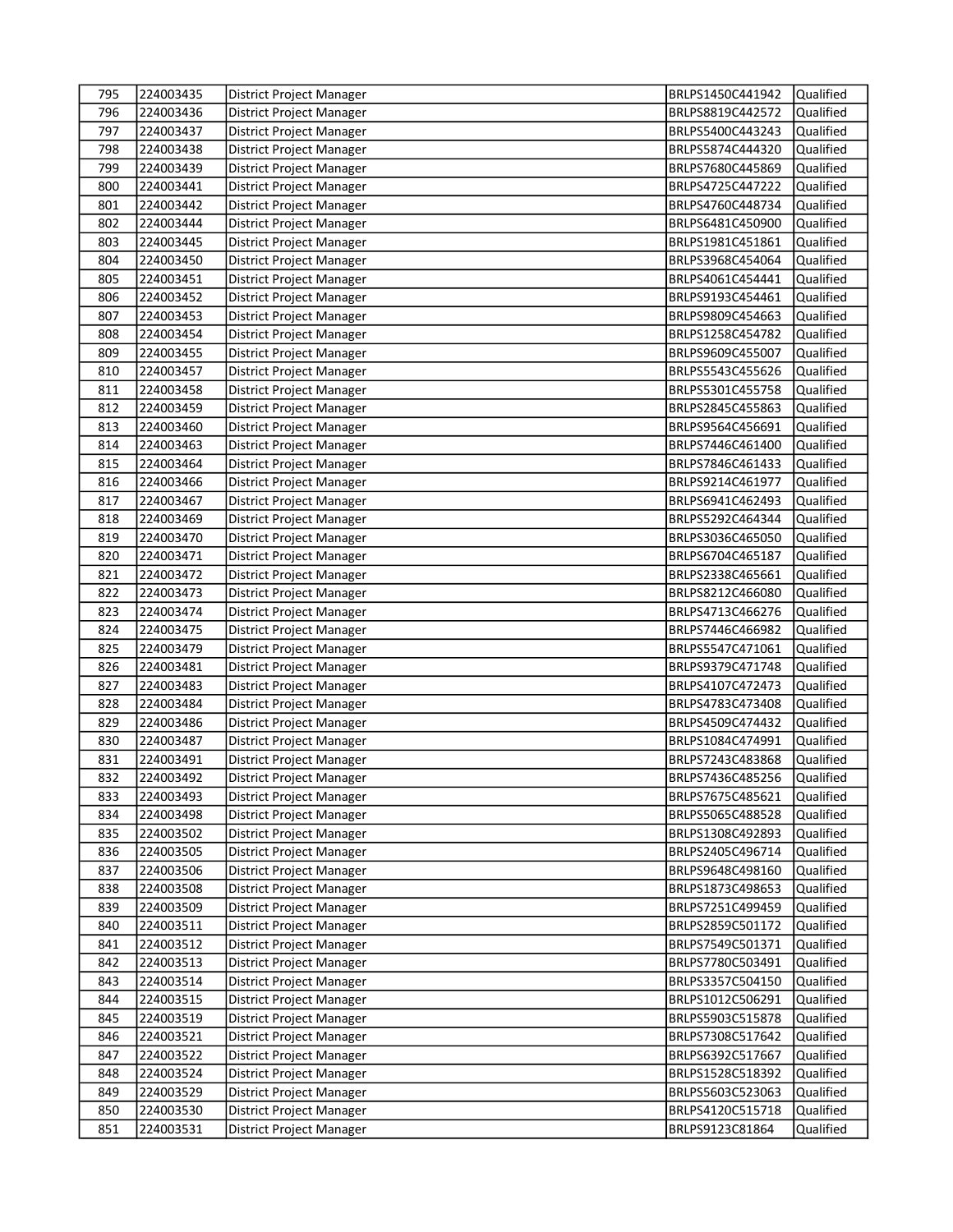| | | | | |
|---|---|---|---|---|
| 795 | 224003435 | District Project Manager | BRLPS1450C441942 | Qualified |
| 796 | 224003436 | District Project Manager | BRLPS8819C442572 | Qualified |
| 797 | 224003437 | District Project Manager | BRLPS5400C443243 | Qualified |
| 798 | 224003438 | District Project Manager | BRLPS5874C444320 | Qualified |
| 799 | 224003439 | District Project Manager | BRLPS7680C445869 | Qualified |
| 800 | 224003441 | District Project Manager | BRLPS4725C447222 | Qualified |
| 801 | 224003442 | District Project Manager | BRLPS4760C448734 | Qualified |
| 802 | 224003444 | District Project Manager | BRLPS6481C450900 | Qualified |
| 803 | 224003445 | District Project Manager | BRLPS1981C451861 | Qualified |
| 804 | 224003450 | District Project Manager | BRLPS3968C454064 | Qualified |
| 805 | 224003451 | District Project Manager | BRLPS4061C454441 | Qualified |
| 806 | 224003452 | District Project Manager | BRLPS9193C454461 | Qualified |
| 807 | 224003453 | District Project Manager | BRLPS9809C454663 | Qualified |
| 808 | 224003454 | District Project Manager | BRLPS1258C454782 | Qualified |
| 809 | 224003455 | District Project Manager | BRLPS9609C455007 | Qualified |
| 810 | 224003457 | District Project Manager | BRLPS5543C455626 | Qualified |
| 811 | 224003458 | District Project Manager | BRLPS5301C455758 | Qualified |
| 812 | 224003459 | District Project Manager | BRLPS2845C455863 | Qualified |
| 813 | 224003460 | District Project Manager | BRLPS9564C456691 | Qualified |
| 814 | 224003463 | District Project Manager | BRLPS7446C461400 | Qualified |
| 815 | 224003464 | District Project Manager | BRLPS7846C461433 | Qualified |
| 816 | 224003466 | District Project Manager | BRLPS9214C461977 | Qualified |
| 817 | 224003467 | District Project Manager | BRLPS6941C462493 | Qualified |
| 818 | 224003469 | District Project Manager | BRLPS5292C464344 | Qualified |
| 819 | 224003470 | District Project Manager | BRLPS3036C465050 | Qualified |
| 820 | 224003471 | District Project Manager | BRLPS6704C465187 | Qualified |
| 821 | 224003472 | District Project Manager | BRLPS2338C465661 | Qualified |
| 822 | 224003473 | District Project Manager | BRLPS8212C466080 | Qualified |
| 823 | 224003474 | District Project Manager | BRLPS4713C466276 | Qualified |
| 824 | 224003475 | District Project Manager | BRLPS7446C466982 | Qualified |
| 825 | 224003479 | District Project Manager | BRLPS5547C471061 | Qualified |
| 826 | 224003481 | District Project Manager | BRLPS9379C471748 | Qualified |
| 827 | 224003483 | District Project Manager | BRLPS4107C472473 | Qualified |
| 828 | 224003484 | District Project Manager | BRLPS4783C473408 | Qualified |
| 829 | 224003486 | District Project Manager | BRLPS4509C474432 | Qualified |
| 830 | 224003487 | District Project Manager | BRLPS1084C474991 | Qualified |
| 831 | 224003491 | District Project Manager | BRLPS7243C483868 | Qualified |
| 832 | 224003492 | District Project Manager | BRLPS7436C485256 | Qualified |
| 833 | 224003493 | District Project Manager | BRLPS7675C485621 | Qualified |
| 834 | 224003498 | District Project Manager | BRLPS5065C488528 | Qualified |
| 835 | 224003502 | District Project Manager | BRLPS1308C492893 | Qualified |
| 836 | 224003505 | District Project Manager | BRLPS2405C496714 | Qualified |
| 837 | 224003506 | District Project Manager | BRLPS9648C498160 | Qualified |
| 838 | 224003508 | District Project Manager | BRLPS1873C498653 | Qualified |
| 839 | 224003509 | District Project Manager | BRLPS7251C499459 | Qualified |
| 840 | 224003511 | District Project Manager | BRLPS2859C501172 | Qualified |
| 841 | 224003512 | District Project Manager | BRLPS7549C501371 | Qualified |
| 842 | 224003513 | District Project Manager | BRLPS7780C503491 | Qualified |
| 843 | 224003514 | District Project Manager | BRLPS3357C504150 | Qualified |
| 844 | 224003515 | District Project Manager | BRLPS1012C506291 | Qualified |
| 845 | 224003519 | District Project Manager | BRLPS5903C515878 | Qualified |
| 846 | 224003521 | District Project Manager | BRLPS7308C517642 | Qualified |
| 847 | 224003522 | District Project Manager | BRLPS6392C517667 | Qualified |
| 848 | 224003524 | District Project Manager | BRLPS1528C518392 | Qualified |
| 849 | 224003529 | District Project Manager | BRLPS5603C523063 | Qualified |
| 850 | 224003530 | District Project Manager | BRLPS4120C515718 | Qualified |
| 851 | 224003531 | District Project Manager | BRLPS9123C81864 | Qualified |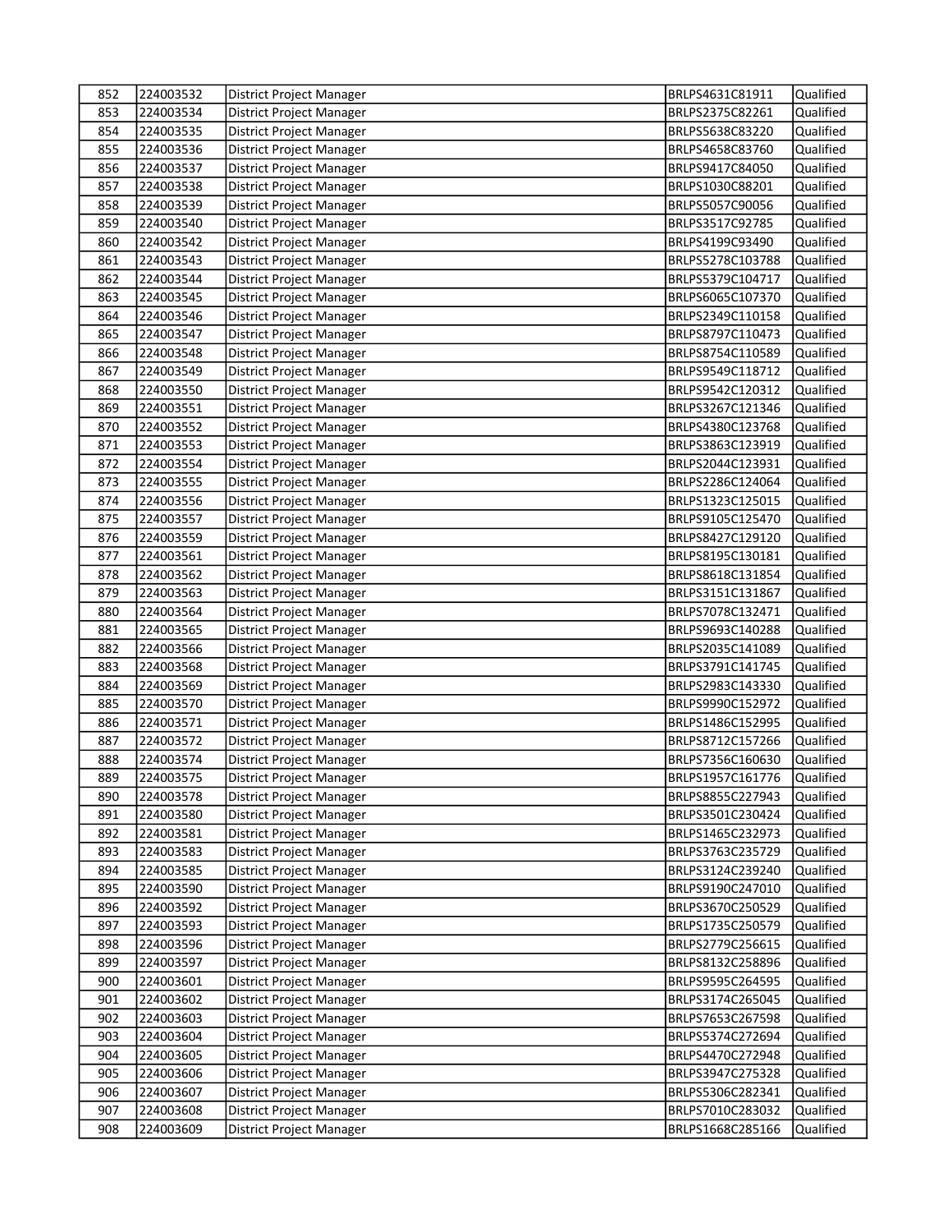| | | | | |
|---|---|---|---|---|
| 852 | 224003532 | District Project Manager | BRLPS4631C81911 | Qualified |
| 853 | 224003534 | District Project Manager | BRLPS2375C82261 | Qualified |
| 854 | 224003535 | District Project Manager | BRLPS5638C83220 | Qualified |
| 855 | 224003536 | District Project Manager | BRLPS4658C83760 | Qualified |
| 856 | 224003537 | District Project Manager | BRLPS9417C84050 | Qualified |
| 857 | 224003538 | District Project Manager | BRLPS1030C88201 | Qualified |
| 858 | 224003539 | District Project Manager | BRLPS5057C90056 | Qualified |
| 859 | 224003540 | District Project Manager | BRLPS3517C92785 | Qualified |
| 860 | 224003542 | District Project Manager | BRLPS4199C93490 | Qualified |
| 861 | 224003543 | District Project Manager | BRLPS5278C103788 | Qualified |
| 862 | 224003544 | District Project Manager | BRLPS5379C104717 | Qualified |
| 863 | 224003545 | District Project Manager | BRLPS6065C107370 | Qualified |
| 864 | 224003546 | District Project Manager | BRLPS2349C110158 | Qualified |
| 865 | 224003547 | District Project Manager | BRLPS8797C110473 | Qualified |
| 866 | 224003548 | District Project Manager | BRLPS8754C110589 | Qualified |
| 867 | 224003549 | District Project Manager | BRLPS9549C118712 | Qualified |
| 868 | 224003550 | District Project Manager | BRLPS9542C120312 | Qualified |
| 869 | 224003551 | District Project Manager | BRLPS3267C121346 | Qualified |
| 870 | 224003552 | District Project Manager | BRLPS4380C123768 | Qualified |
| 871 | 224003553 | District Project Manager | BRLPS3863C123919 | Qualified |
| 872 | 224003554 | District Project Manager | BRLPS2044C123931 | Qualified |
| 873 | 224003555 | District Project Manager | BRLPS2286C124064 | Qualified |
| 874 | 224003556 | District Project Manager | BRLPS1323C125015 | Qualified |
| 875 | 224003557 | District Project Manager | BRLPS9105C125470 | Qualified |
| 876 | 224003559 | District Project Manager | BRLPS8427C129120 | Qualified |
| 877 | 224003561 | District Project Manager | BRLPS8195C130181 | Qualified |
| 878 | 224003562 | District Project Manager | BRLPS8618C131854 | Qualified |
| 879 | 224003563 | District Project Manager | BRLPS3151C131867 | Qualified |
| 880 | 224003564 | District Project Manager | BRLPS7078C132471 | Qualified |
| 881 | 224003565 | District Project Manager | BRLPS9693C140288 | Qualified |
| 882 | 224003566 | District Project Manager | BRLPS2035C141089 | Qualified |
| 883 | 224003568 | District Project Manager | BRLPS3791C141745 | Qualified |
| 884 | 224003569 | District Project Manager | BRLPS2983C143330 | Qualified |
| 885 | 224003570 | District Project Manager | BRLPS9990C152972 | Qualified |
| 886 | 224003571 | District Project Manager | BRLPS1486C152995 | Qualified |
| 887 | 224003572 | District Project Manager | BRLPS8712C157266 | Qualified |
| 888 | 224003574 | District Project Manager | BRLPS7356C160630 | Qualified |
| 889 | 224003575 | District Project Manager | BRLPS1957C161776 | Qualified |
| 890 | 224003578 | District Project Manager | BRLPS8855C227943 | Qualified |
| 891 | 224003580 | District Project Manager | BRLPS3501C230424 | Qualified |
| 892 | 224003581 | District Project Manager | BRLPS1465C232973 | Qualified |
| 893 | 224003583 | District Project Manager | BRLPS3763C235729 | Qualified |
| 894 | 224003585 | District Project Manager | BRLPS3124C239240 | Qualified |
| 895 | 224003590 | District Project Manager | BRLPS9190C247010 | Qualified |
| 896 | 224003592 | District Project Manager | BRLPS3670C250529 | Qualified |
| 897 | 224003593 | District Project Manager | BRLPS1735C250579 | Qualified |
| 898 | 224003596 | District Project Manager | BRLPS2779C256615 | Qualified |
| 899 | 224003597 | District Project Manager | BRLPS8132C258896 | Qualified |
| 900 | 224003601 | District Project Manager | BRLPS9595C264595 | Qualified |
| 901 | 224003602 | District Project Manager | BRLPS3174C265045 | Qualified |
| 902 | 224003603 | District Project Manager | BRLPS7653C267598 | Qualified |
| 903 | 224003604 | District Project Manager | BRLPS5374C272694 | Qualified |
| 904 | 224003605 | District Project Manager | BRLPS4470C272948 | Qualified |
| 905 | 224003606 | District Project Manager | BRLPS3947C275328 | Qualified |
| 906 | 224003607 | District Project Manager | BRLPS5306C282341 | Qualified |
| 907 | 224003608 | District Project Manager | BRLPS7010C283032 | Qualified |
| 908 | 224003609 | District Project Manager | BRLPS1668C285166 | Qualified |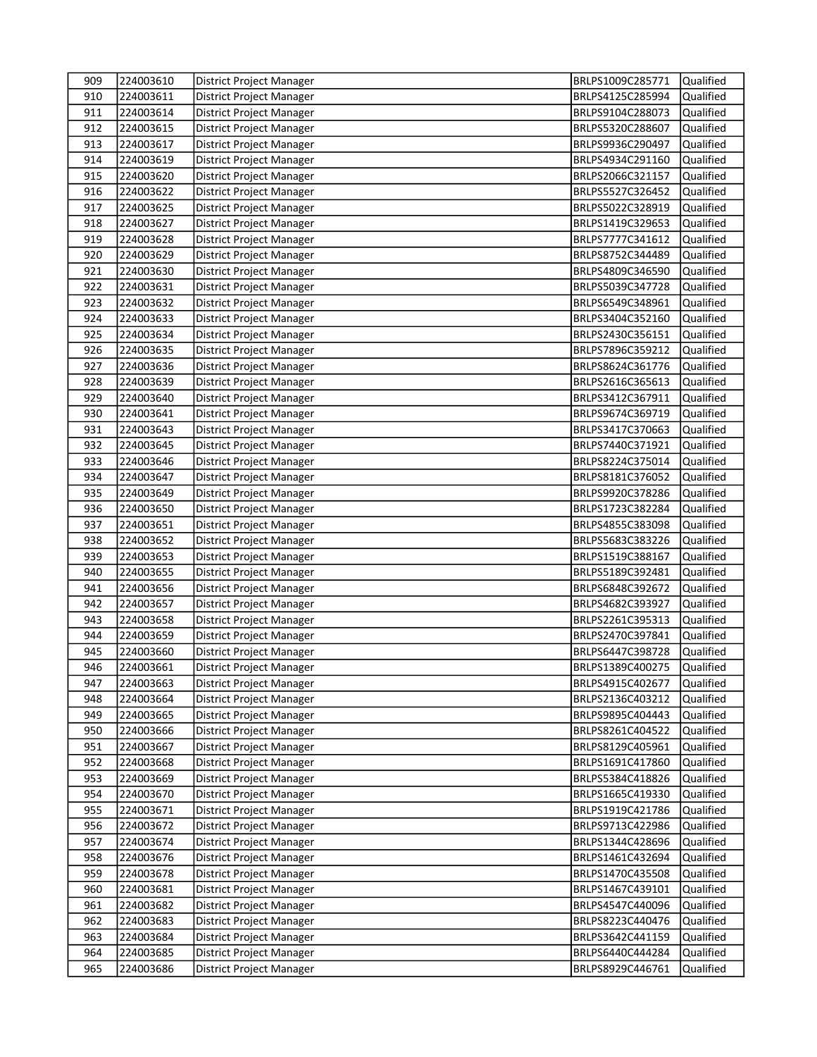| 909 | 224003610 | District Project Manager | BRLPS1009C285771 | Qualified |
|---|---|---|---|---|
| 910 | 224003611 | District Project Manager | BRLPS4125C285994 | Qualified |
| 911 | 224003614 | District Project Manager | BRLPS9104C288073 | Qualified |
| 912 | 224003615 | District Project Manager | BRLPS5320C288607 | Qualified |
| 913 | 224003617 | District Project Manager | BRLPS9936C290497 | Qualified |
| 914 | 224003619 | District Project Manager | BRLPS4934C291160 | Qualified |
| 915 | 224003620 | District Project Manager | BRLPS2066C321157 | Qualified |
| 916 | 224003622 | District Project Manager | BRLPS5527C326452 | Qualified |
| 917 | 224003625 | District Project Manager | BRLPS5022C328919 | Qualified |
| 918 | 224003627 | District Project Manager | BRLPS1419C329653 | Qualified |
| 919 | 224003628 | District Project Manager | BRLPS7777C341612 | Qualified |
| 920 | 224003629 | District Project Manager | BRLPS8752C344489 | Qualified |
| 921 | 224003630 | District Project Manager | BRLPS4809C346590 | Qualified |
| 922 | 224003631 | District Project Manager | BRLPS5039C347728 | Qualified |
| 923 | 224003632 | District Project Manager | BRLPS6549C348961 | Qualified |
| 924 | 224003633 | District Project Manager | BRLPS3404C352160 | Qualified |
| 925 | 224003634 | District Project Manager | BRLPS2430C356151 | Qualified |
| 926 | 224003635 | District Project Manager | BRLPS7896C359212 | Qualified |
| 927 | 224003636 | District Project Manager | BRLPS8624C361776 | Qualified |
| 928 | 224003639 | District Project Manager | BRLPS2616C365613 | Qualified |
| 929 | 224003640 | District Project Manager | BRLPS3412C367911 | Qualified |
| 930 | 224003641 | District Project Manager | BRLPS9674C369719 | Qualified |
| 931 | 224003643 | District Project Manager | BRLPS3417C370663 | Qualified |
| 932 | 224003645 | District Project Manager | BRLPS7440C371921 | Qualified |
| 933 | 224003646 | District Project Manager | BRLPS8224C375014 | Qualified |
| 934 | 224003647 | District Project Manager | BRLPS8181C376052 | Qualified |
| 935 | 224003649 | District Project Manager | BRLPS9920C378286 | Qualified |
| 936 | 224003650 | District Project Manager | BRLPS1723C382284 | Qualified |
| 937 | 224003651 | District Project Manager | BRLPS4855C383098 | Qualified |
| 938 | 224003652 | District Project Manager | BRLPS5683C383226 | Qualified |
| 939 | 224003653 | District Project Manager | BRLPS1519C388167 | Qualified |
| 940 | 224003655 | District Project Manager | BRLPS5189C392481 | Qualified |
| 941 | 224003656 | District Project Manager | BRLPS6848C392672 | Qualified |
| 942 | 224003657 | District Project Manager | BRLPS4682C393927 | Qualified |
| 943 | 224003658 | District Project Manager | BRLPS2261C395313 | Qualified |
| 944 | 224003659 | District Project Manager | BRLPS2470C397841 | Qualified |
| 945 | 224003660 | District Project Manager | BRLPS6447C398728 | Qualified |
| 946 | 224003661 | District Project Manager | BRLPS1389C400275 | Qualified |
| 947 | 224003663 | District Project Manager | BRLPS4915C402677 | Qualified |
| 948 | 224003664 | District Project Manager | BRLPS2136C403212 | Qualified |
| 949 | 224003665 | District Project Manager | BRLPS9895C404443 | Qualified |
| 950 | 224003666 | District Project Manager | BRLPS8261C404522 | Qualified |
| 951 | 224003667 | District Project Manager | BRLPS8129C405961 | Qualified |
| 952 | 224003668 | District Project Manager | BRLPS1691C417860 | Qualified |
| 953 | 224003669 | District Project Manager | BRLPS5384C418826 | Qualified |
| 954 | 224003670 | District Project Manager | BRLPS1665C419330 | Qualified |
| 955 | 224003671 | District Project Manager | BRLPS1919C421786 | Qualified |
| 956 | 224003672 | District Project Manager | BRLPS9713C422986 | Qualified |
| 957 | 224003674 | District Project Manager | BRLPS1344C428696 | Qualified |
| 958 | 224003676 | District Project Manager | BRLPS1461C432694 | Qualified |
| 959 | 224003678 | District Project Manager | BRLPS1470C435508 | Qualified |
| 960 | 224003681 | District Project Manager | BRLPS1467C439101 | Qualified |
| 961 | 224003682 | District Project Manager | BRLPS4547C440096 | Qualified |
| 962 | 224003683 | District Project Manager | BRLPS8223C440476 | Qualified |
| 963 | 224003684 | District Project Manager | BRLPS3642C441159 | Qualified |
| 964 | 224003685 | District Project Manager | BRLPS6440C444284 | Qualified |
| 965 | 224003686 | District Project Manager | BRLPS8929C446761 | Qualified |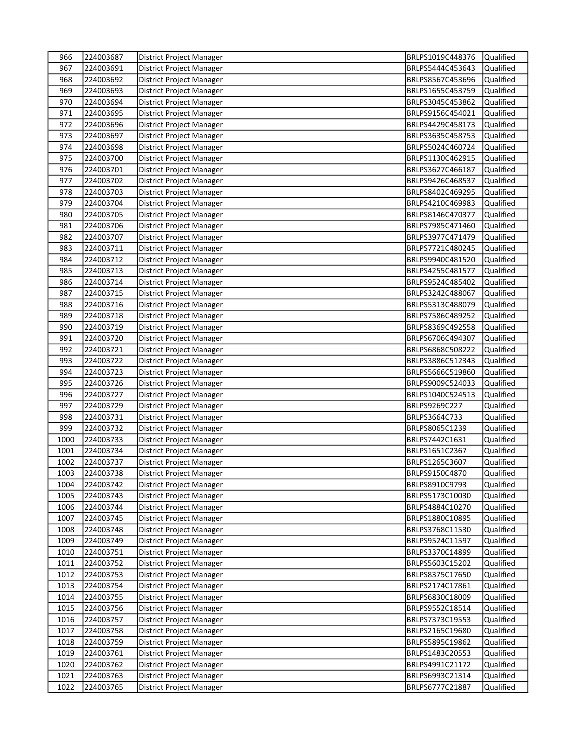| | | | | |
|---|---|---|---|---|
| 966 | 224003687 | District Project Manager | BRLPS1019C448376 | Qualified |
| 967 | 224003691 | District Project Manager | BRLPS5444C453643 | Qualified |
| 968 | 224003692 | District Project Manager | BRLPS8567C453696 | Qualified |
| 969 | 224003693 | District Project Manager | BRLPS1655C453759 | Qualified |
| 970 | 224003694 | District Project Manager | BRLPS3045C453862 | Qualified |
| 971 | 224003695 | District Project Manager | BRLPS9156C454021 | Qualified |
| 972 | 224003696 | District Project Manager | BRLPS4429C458173 | Qualified |
| 973 | 224003697 | District Project Manager | BRLPS3635C458753 | Qualified |
| 974 | 224003698 | District Project Manager | BRLPS5024C460724 | Qualified |
| 975 | 224003700 | District Project Manager | BRLPS1130C462915 | Qualified |
| 976 | 224003701 | District Project Manager | BRLPS3627C466187 | Qualified |
| 977 | 224003702 | District Project Manager | BRLPS9426C468537 | Qualified |
| 978 | 224003703 | District Project Manager | BRLPS8402C469295 | Qualified |
| 979 | 224003704 | District Project Manager | BRLPS4210C469983 | Qualified |
| 980 | 224003705 | District Project Manager | BRLPS8146C470377 | Qualified |
| 981 | 224003706 | District Project Manager | BRLPS7985C471460 | Qualified |
| 982 | 224003707 | District Project Manager | BRLPS3977C471479 | Qualified |
| 983 | 224003711 | District Project Manager | BRLPS7721C480245 | Qualified |
| 984 | 224003712 | District Project Manager | BRLPS9940C481520 | Qualified |
| 985 | 224003713 | District Project Manager | BRLPS4255C481577 | Qualified |
| 986 | 224003714 | District Project Manager | BRLPS9524C485402 | Qualified |
| 987 | 224003715 | District Project Manager | BRLPS3242C488067 | Qualified |
| 988 | 224003716 | District Project Manager | BRLPS5313C488079 | Qualified |
| 989 | 224003718 | District Project Manager | BRLPS7586C489252 | Qualified |
| 990 | 224003719 | District Project Manager | BRLPS8369C492558 | Qualified |
| 991 | 224003720 | District Project Manager | BRLPS6706C494307 | Qualified |
| 992 | 224003721 | District Project Manager | BRLPS6868C508222 | Qualified |
| 993 | 224003722 | District Project Manager | BRLPS3886C512343 | Qualified |
| 994 | 224003723 | District Project Manager | BRLPS5666C519860 | Qualified |
| 995 | 224003726 | District Project Manager | BRLPS9009C524033 | Qualified |
| 996 | 224003727 | District Project Manager | BRLPS1040C524513 | Qualified |
| 997 | 224003729 | District Project Manager | BRLPS9269C227 | Qualified |
| 998 | 224003731 | District Project Manager | BRLPS3664C733 | Qualified |
| 999 | 224003732 | District Project Manager | BRLPS8065C1239 | Qualified |
| 1000 | 224003733 | District Project Manager | BRLPS7442C1631 | Qualified |
| 1001 | 224003734 | District Project Manager | BRLPS1651C2367 | Qualified |
| 1002 | 224003737 | District Project Manager | BRLPS1265C3607 | Qualified |
| 1003 | 224003738 | District Project Manager | BRLPS9150C4870 | Qualified |
| 1004 | 224003742 | District Project Manager | BRLPS8910C9793 | Qualified |
| 1005 | 224003743 | District Project Manager | BRLPS5173C10030 | Qualified |
| 1006 | 224003744 | District Project Manager | BRLPS4884C10270 | Qualified |
| 1007 | 224003745 | District Project Manager | BRLPS1880C10895 | Qualified |
| 1008 | 224003748 | District Project Manager | BRLPS3768C11530 | Qualified |
| 1009 | 224003749 | District Project Manager | BRLPS9524C11597 | Qualified |
| 1010 | 224003751 | District Project Manager | BRLPS3370C14899 | Qualified |
| 1011 | 224003752 | District Project Manager | BRLPS5603C15202 | Qualified |
| 1012 | 224003753 | District Project Manager | BRLPS8375C17650 | Qualified |
| 1013 | 224003754 | District Project Manager | BRLPS2174C17861 | Qualified |
| 1014 | 224003755 | District Project Manager | BRLPS6830C18009 | Qualified |
| 1015 | 224003756 | District Project Manager | BRLPS9552C18514 | Qualified |
| 1016 | 224003757 | District Project Manager | BRLPS7373C19553 | Qualified |
| 1017 | 224003758 | District Project Manager | BRLPS2165C19680 | Qualified |
| 1018 | 224003759 | District Project Manager | BRLPS5895C19862 | Qualified |
| 1019 | 224003761 | District Project Manager | BRLPS1483C20553 | Qualified |
| 1020 | 224003762 | District Project Manager | BRLPS4991C21172 | Qualified |
| 1021 | 224003763 | District Project Manager | BRLPS6993C21314 | Qualified |
| 1022 | 224003765 | District Project Manager | BRLPS6777C21887 | Qualified |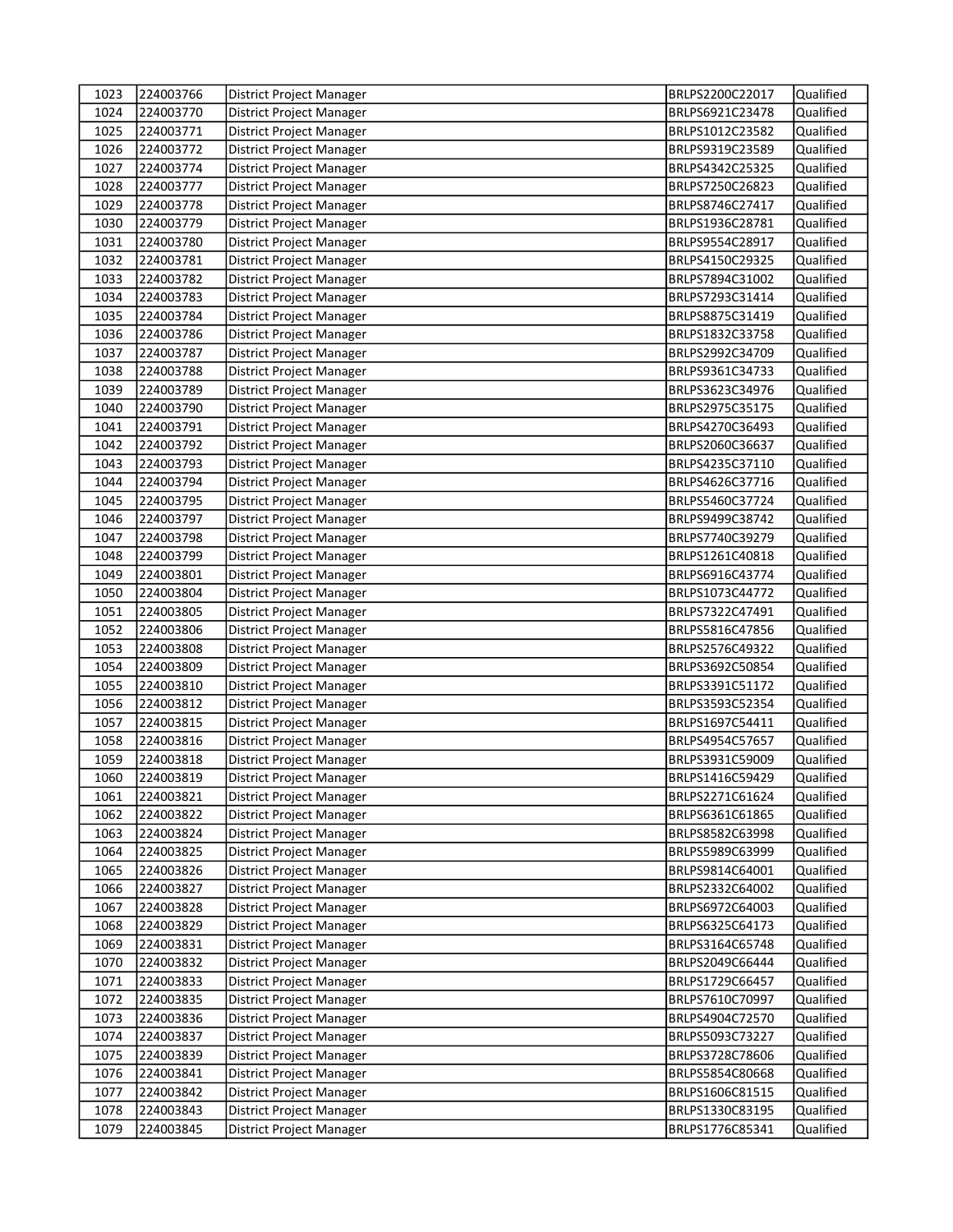| | | | | |
|---|---|---|---|---|
| 1023 | 224003766 | District Project Manager | BRLPS2200C22017 | Qualified |
| 1024 | 224003770 | District Project Manager | BRLPS6921C23478 | Qualified |
| 1025 | 224003771 | District Project Manager | BRLPS1012C23582 | Qualified |
| 1026 | 224003772 | District Project Manager | BRLPS9319C23589 | Qualified |
| 1027 | 224003774 | District Project Manager | BRLPS4342C25325 | Qualified |
| 1028 | 224003777 | District Project Manager | BRLPS7250C26823 | Qualified |
| 1029 | 224003778 | District Project Manager | BRLPS8746C27417 | Qualified |
| 1030 | 224003779 | District Project Manager | BRLPS1936C28781 | Qualified |
| 1031 | 224003780 | District Project Manager | BRLPS9554C28917 | Qualified |
| 1032 | 224003781 | District Project Manager | BRLPS4150C29325 | Qualified |
| 1033 | 224003782 | District Project Manager | BRLPS7894C31002 | Qualified |
| 1034 | 224003783 | District Project Manager | BRLPS7293C31414 | Qualified |
| 1035 | 224003784 | District Project Manager | BRLPS8875C31419 | Qualified |
| 1036 | 224003786 | District Project Manager | BRLPS1832C33758 | Qualified |
| 1037 | 224003787 | District Project Manager | BRLPS2992C34709 | Qualified |
| 1038 | 224003788 | District Project Manager | BRLPS9361C34733 | Qualified |
| 1039 | 224003789 | District Project Manager | BRLPS3623C34976 | Qualified |
| 1040 | 224003790 | District Project Manager | BRLPS2975C35175 | Qualified |
| 1041 | 224003791 | District Project Manager | BRLPS4270C36493 | Qualified |
| 1042 | 224003792 | District Project Manager | BRLPS2060C36637 | Qualified |
| 1043 | 224003793 | District Project Manager | BRLPS4235C37110 | Qualified |
| 1044 | 224003794 | District Project Manager | BRLPS4626C37716 | Qualified |
| 1045 | 224003795 | District Project Manager | BRLPS5460C37724 | Qualified |
| 1046 | 224003797 | District Project Manager | BRLPS9499C38742 | Qualified |
| 1047 | 224003798 | District Project Manager | BRLPS7740C39279 | Qualified |
| 1048 | 224003799 | District Project Manager | BRLPS1261C40818 | Qualified |
| 1049 | 224003801 | District Project Manager | BRLPS6916C43774 | Qualified |
| 1050 | 224003804 | District Project Manager | BRLPS1073C44772 | Qualified |
| 1051 | 224003805 | District Project Manager | BRLPS7322C47491 | Qualified |
| 1052 | 224003806 | District Project Manager | BRLPS5816C47856 | Qualified |
| 1053 | 224003808 | District Project Manager | BRLPS2576C49322 | Qualified |
| 1054 | 224003809 | District Project Manager | BRLPS3692C50854 | Qualified |
| 1055 | 224003810 | District Project Manager | BRLPS3391C51172 | Qualified |
| 1056 | 224003812 | District Project Manager | BRLPS3593C52354 | Qualified |
| 1057 | 224003815 | District Project Manager | BRLPS1697C54411 | Qualified |
| 1058 | 224003816 | District Project Manager | BRLPS4954C57657 | Qualified |
| 1059 | 224003818 | District Project Manager | BRLPS3931C59009 | Qualified |
| 1060 | 224003819 | District Project Manager | BRLPS1416C59429 | Qualified |
| 1061 | 224003821 | District Project Manager | BRLPS2271C61624 | Qualified |
| 1062 | 224003822 | District Project Manager | BRLPS6361C61865 | Qualified |
| 1063 | 224003824 | District Project Manager | BRLPS8582C63998 | Qualified |
| 1064 | 224003825 | District Project Manager | BRLPS5989C63999 | Qualified |
| 1065 | 224003826 | District Project Manager | BRLPS9814C64001 | Qualified |
| 1066 | 224003827 | District Project Manager | BRLPS2332C64002 | Qualified |
| 1067 | 224003828 | District Project Manager | BRLPS6972C64003 | Qualified |
| 1068 | 224003829 | District Project Manager | BRLPS6325C64173 | Qualified |
| 1069 | 224003831 | District Project Manager | BRLPS3164C65748 | Qualified |
| 1070 | 224003832 | District Project Manager | BRLPS2049C66444 | Qualified |
| 1071 | 224003833 | District Project Manager | BRLPS1729C66457 | Qualified |
| 1072 | 224003835 | District Project Manager | BRLPS7610C70997 | Qualified |
| 1073 | 224003836 | District Project Manager | BRLPS4904C72570 | Qualified |
| 1074 | 224003837 | District Project Manager | BRLPS5093C73227 | Qualified |
| 1075 | 224003839 | District Project Manager | BRLPS3728C78606 | Qualified |
| 1076 | 224003841 | District Project Manager | BRLPS5854C80668 | Qualified |
| 1077 | 224003842 | District Project Manager | BRLPS1606C81515 | Qualified |
| 1078 | 224003843 | District Project Manager | BRLPS1330C83195 | Qualified |
| 1079 | 224003845 | District Project Manager | BRLPS1776C85341 | Qualified |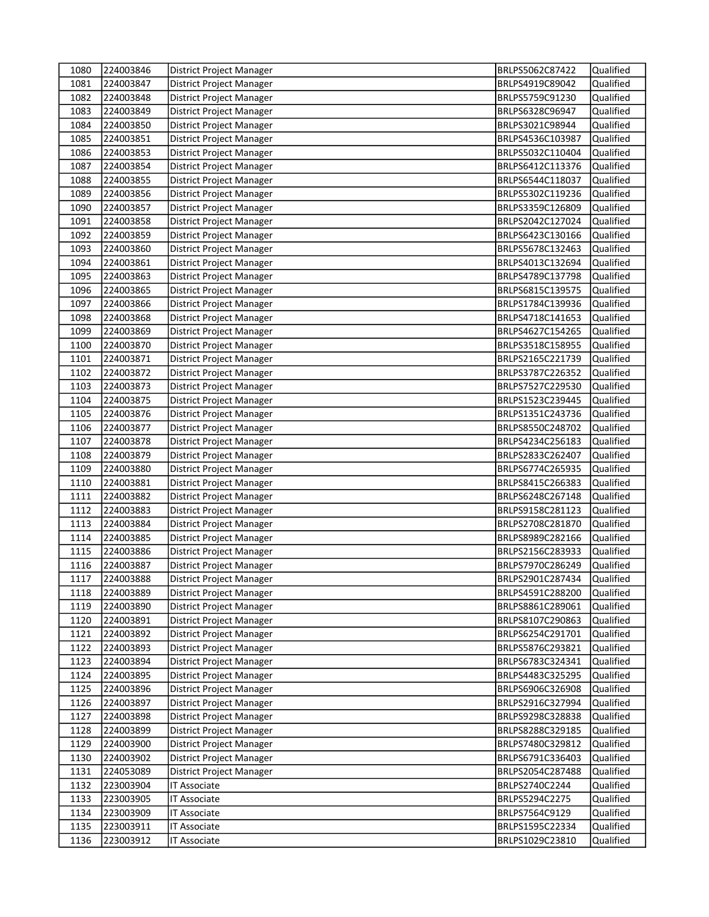| | | | | |
|---|---|---|---|---|
| 1080 | 224003846 | District Project Manager | BRLPS5062C87422 | Qualified |
| 1081 | 224003847 | District Project Manager | BRLPS4919C89042 | Qualified |
| 1082 | 224003848 | District Project Manager | BRLPS5759C91230 | Qualified |
| 1083 | 224003849 | District Project Manager | BRLPS6328C96947 | Qualified |
| 1084 | 224003850 | District Project Manager | BRLPS3021C98944 | Qualified |
| 1085 | 224003851 | District Project Manager | BRLPS4536C103987 | Qualified |
| 1086 | 224003853 | District Project Manager | BRLPS5032C110404 | Qualified |
| 1087 | 224003854 | District Project Manager | BRLPS6412C113376 | Qualified |
| 1088 | 224003855 | District Project Manager | BRLPS6544C118037 | Qualified |
| 1089 | 224003856 | District Project Manager | BRLPS5302C119236 | Qualified |
| 1090 | 224003857 | District Project Manager | BRLPS3359C126809 | Qualified |
| 1091 | 224003858 | District Project Manager | BRLPS2042C127024 | Qualified |
| 1092 | 224003859 | District Project Manager | BRLPS6423C130166 | Qualified |
| 1093 | 224003860 | District Project Manager | BRLPS5678C132463 | Qualified |
| 1094 | 224003861 | District Project Manager | BRLPS4013C132694 | Qualified |
| 1095 | 224003863 | District Project Manager | BRLPS4789C137798 | Qualified |
| 1096 | 224003865 | District Project Manager | BRLPS6815C139575 | Qualified |
| 1097 | 224003866 | District Project Manager | BRLPS1784C139936 | Qualified |
| 1098 | 224003868 | District Project Manager | BRLPS4718C141653 | Qualified |
| 1099 | 224003869 | District Project Manager | BRLPS4627C154265 | Qualified |
| 1100 | 224003870 | District Project Manager | BRLPS3518C158955 | Qualified |
| 1101 | 224003871 | District Project Manager | BRLPS2165C221739 | Qualified |
| 1102 | 224003872 | District Project Manager | BRLPS3787C226352 | Qualified |
| 1103 | 224003873 | District Project Manager | BRLPS7527C229530 | Qualified |
| 1104 | 224003875 | District Project Manager | BRLPS1523C239445 | Qualified |
| 1105 | 224003876 | District Project Manager | BRLPS1351C243736 | Qualified |
| 1106 | 224003877 | District Project Manager | BRLPS8550C248702 | Qualified |
| 1107 | 224003878 | District Project Manager | BRLPS4234C256183 | Qualified |
| 1108 | 224003879 | District Project Manager | BRLPS2833C262407 | Qualified |
| 1109 | 224003880 | District Project Manager | BRLPS6774C265935 | Qualified |
| 1110 | 224003881 | District Project Manager | BRLPS8415C266383 | Qualified |
| 1111 | 224003882 | District Project Manager | BRLPS6248C267148 | Qualified |
| 1112 | 224003883 | District Project Manager | BRLPS9158C281123 | Qualified |
| 1113 | 224003884 | District Project Manager | BRLPS2708C281870 | Qualified |
| 1114 | 224003885 | District Project Manager | BRLPS8989C282166 | Qualified |
| 1115 | 224003886 | District Project Manager | BRLPS2156C283933 | Qualified |
| 1116 | 224003887 | District Project Manager | BRLPS7970C286249 | Qualified |
| 1117 | 224003888 | District Project Manager | BRLPS2901C287434 | Qualified |
| 1118 | 224003889 | District Project Manager | BRLPS4591C288200 | Qualified |
| 1119 | 224003890 | District Project Manager | BRLPS8861C289061 | Qualified |
| 1120 | 224003891 | District Project Manager | BRLPS8107C290863 | Qualified |
| 1121 | 224003892 | District Project Manager | BRLPS6254C291701 | Qualified |
| 1122 | 224003893 | District Project Manager | BRLPS5876C293821 | Qualified |
| 1123 | 224003894 | District Project Manager | BRLPS6783C324341 | Qualified |
| 1124 | 224003895 | District Project Manager | BRLPS4483C325295 | Qualified |
| 1125 | 224003896 | District Project Manager | BRLPS6906C326908 | Qualified |
| 1126 | 224003897 | District Project Manager | BRLPS2916C327994 | Qualified |
| 1127 | 224003898 | District Project Manager | BRLPS9298C328838 | Qualified |
| 1128 | 224003899 | District Project Manager | BRLPS8288C329185 | Qualified |
| 1129 | 224003900 | District Project Manager | BRLPS7480C329812 | Qualified |
| 1130 | 224003902 | District Project Manager | BRLPS6791C336403 | Qualified |
| 1131 | 224053089 | District Project Manager | BRLPS2054C287488 | Qualified |
| 1132 | 223003904 | IT Associate | BRLPS2740C2244 | Qualified |
| 1133 | 223003905 | IT Associate | BRLPS5294C2275 | Qualified |
| 1134 | 223003909 | IT Associate | BRLPS7564C9129 | Qualified |
| 1135 | 223003911 | IT Associate | BRLPS1595C22334 | Qualified |
| 1136 | 223003912 | IT Associate | BRLPS1029C23810 | Qualified |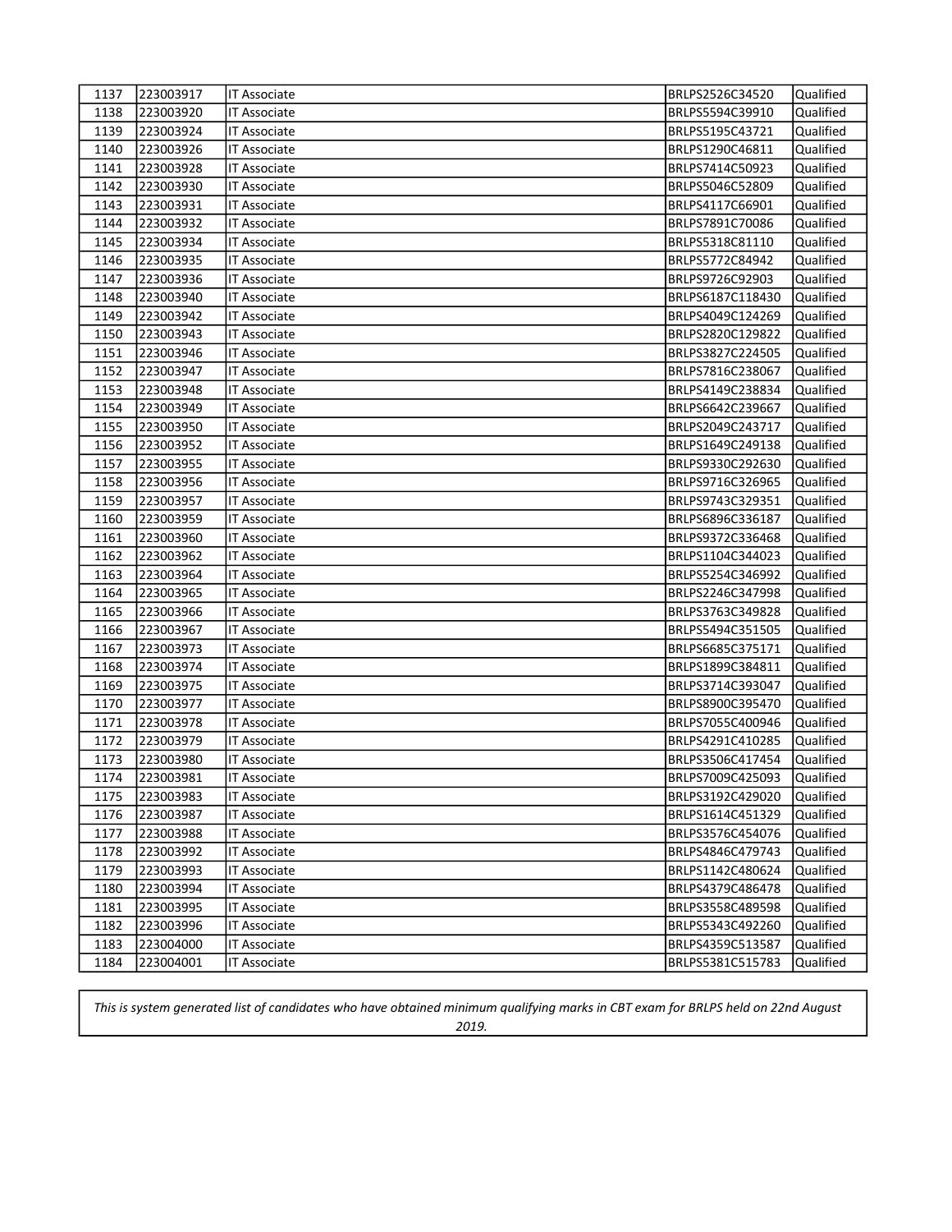| | | | | |
|---|---|---|---|---|
| 1137 | 223003917 | IT Associate | BRLPS2526C34520 | Qualified |
| 1138 | 223003920 | IT Associate | BRLPS5594C39910 | Qualified |
| 1139 | 223003924 | IT Associate | BRLPS5195C43721 | Qualified |
| 1140 | 223003926 | IT Associate | BRLPS1290C46811 | Qualified |
| 1141 | 223003928 | IT Associate | BRLPS7414C50923 | Qualified |
| 1142 | 223003930 | IT Associate | BRLPS5046C52809 | Qualified |
| 1143 | 223003931 | IT Associate | BRLPS4117C66901 | Qualified |
| 1144 | 223003932 | IT Associate | BRLPS7891C70086 | Qualified |
| 1145 | 223003934 | IT Associate | BRLPS5318C81110 | Qualified |
| 1146 | 223003935 | IT Associate | BRLPS5772C84942 | Qualified |
| 1147 | 223003936 | IT Associate | BRLPS9726C92903 | Qualified |
| 1148 | 223003940 | IT Associate | BRLPS6187C118430 | Qualified |
| 1149 | 223003942 | IT Associate | BRLPS4049C124269 | Qualified |
| 1150 | 223003943 | IT Associate | BRLPS2820C129822 | Qualified |
| 1151 | 223003946 | IT Associate | BRLPS3827C224505 | Qualified |
| 1152 | 223003947 | IT Associate | BRLPS7816C238067 | Qualified |
| 1153 | 223003948 | IT Associate | BRLPS4149C238834 | Qualified |
| 1154 | 223003949 | IT Associate | BRLPS6642C239667 | Qualified |
| 1155 | 223003950 | IT Associate | BRLPS2049C243717 | Qualified |
| 1156 | 223003952 | IT Associate | BRLPS1649C249138 | Qualified |
| 1157 | 223003955 | IT Associate | BRLPS9330C292630 | Qualified |
| 1158 | 223003956 | IT Associate | BRLPS9716C326965 | Qualified |
| 1159 | 223003957 | IT Associate | BRLPS9743C329351 | Qualified |
| 1160 | 223003959 | IT Associate | BRLPS6896C336187 | Qualified |
| 1161 | 223003960 | IT Associate | BRLPS9372C336468 | Qualified |
| 1162 | 223003962 | IT Associate | BRLPS1104C344023 | Qualified |
| 1163 | 223003964 | IT Associate | BRLPS5254C346992 | Qualified |
| 1164 | 223003965 | IT Associate | BRLPS2246C347998 | Qualified |
| 1165 | 223003966 | IT Associate | BRLPS3763C349828 | Qualified |
| 1166 | 223003967 | IT Associate | BRLPS5494C351505 | Qualified |
| 1167 | 223003973 | IT Associate | BRLPS6685C375171 | Qualified |
| 1168 | 223003974 | IT Associate | BRLPS1899C384811 | Qualified |
| 1169 | 223003975 | IT Associate | BRLPS3714C393047 | Qualified |
| 1170 | 223003977 | IT Associate | BRLPS8900C395470 | Qualified |
| 1171 | 223003978 | IT Associate | BRLPS7055C400946 | Qualified |
| 1172 | 223003979 | IT Associate | BRLPS4291C410285 | Qualified |
| 1173 | 223003980 | IT Associate | BRLPS3506C417454 | Qualified |
| 1174 | 223003981 | IT Associate | BRLPS7009C425093 | Qualified |
| 1175 | 223003983 | IT Associate | BRLPS3192C429020 | Qualified |
| 1176 | 223003987 | IT Associate | BRLPS1614C451329 | Qualified |
| 1177 | 223003988 | IT Associate | BRLPS3576C454076 | Qualified |
| 1178 | 223003992 | IT Associate | BRLPS4846C479743 | Qualified |
| 1179 | 223003993 | IT Associate | BRLPS1142C480624 | Qualified |
| 1180 | 223003994 | IT Associate | BRLPS4379C486478 | Qualified |
| 1181 | 223003995 | IT Associate | BRLPS3558C489598 | Qualified |
| 1182 | 223003996 | IT Associate | BRLPS5343C492260 | Qualified |
| 1183 | 223004000 | IT Associate | BRLPS4359C513587 | Qualified |
| 1184 | 223004001 | IT Associate | BRLPS5381C515783 | Qualified |

*This is system generated list of candidates who have obtained minimum qualifying marks in CBT exam for BRLPS held on 22nd August 2019.*